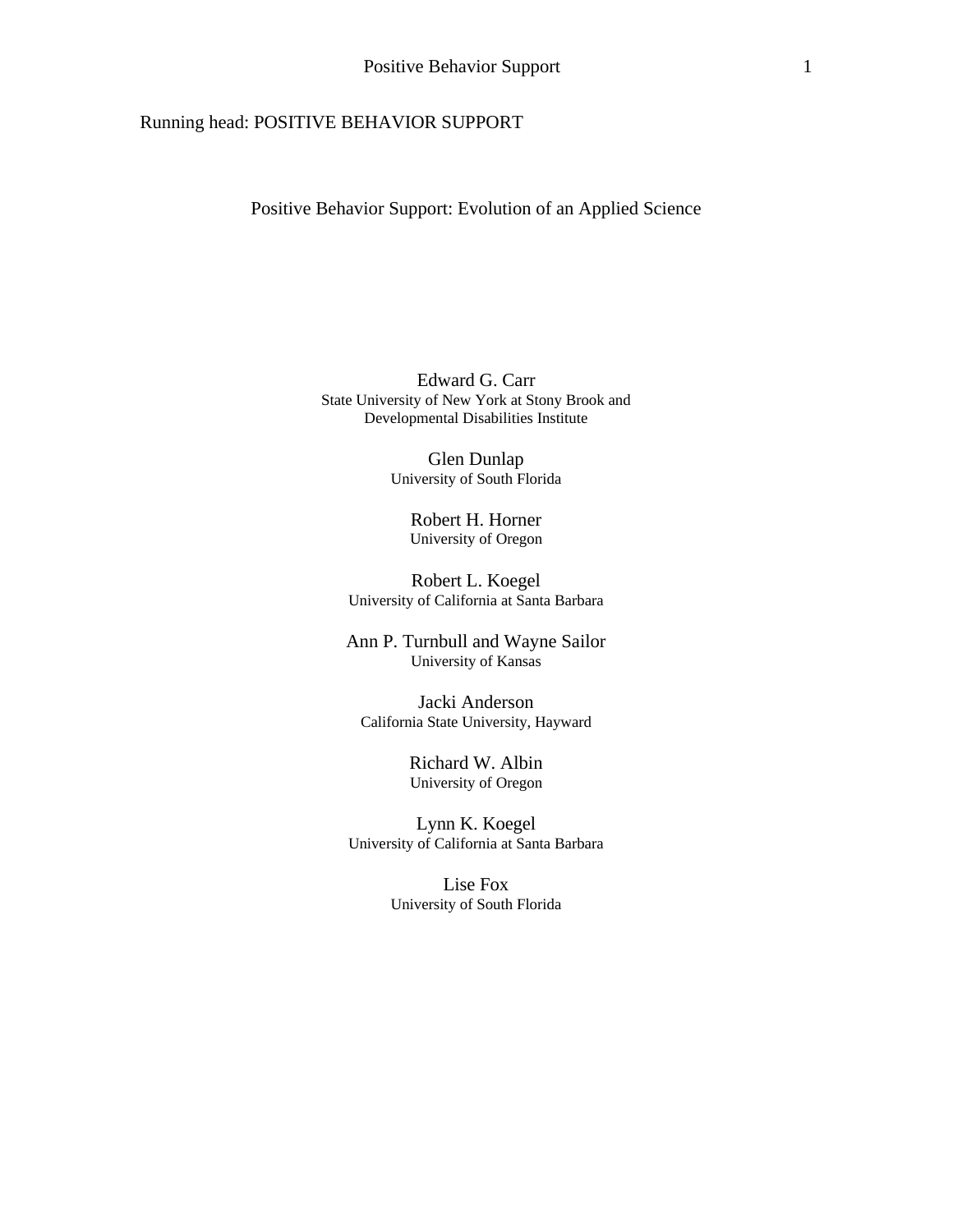Running head: POSITIVE BEHAVIOR SUPPORT

# Positive Behavior Support: Evolution of an Applied Science

Edward G. Carr
State University of New York at Stony Brook and
Developmental Disabilities Institute

Glen Dunlap
University of South Florida

Robert H. Horner
University of Oregon

Robert L. Koegel
University of California at Santa Barbara

Ann P. Turnbull and Wayne Sailor
University of Kansas

Jacki Anderson
California State University, Hayward

Richard W. Albin
University of Oregon

Lynn K. Koegel
University of California at Santa Barbara

Lise Fox
University of South Florida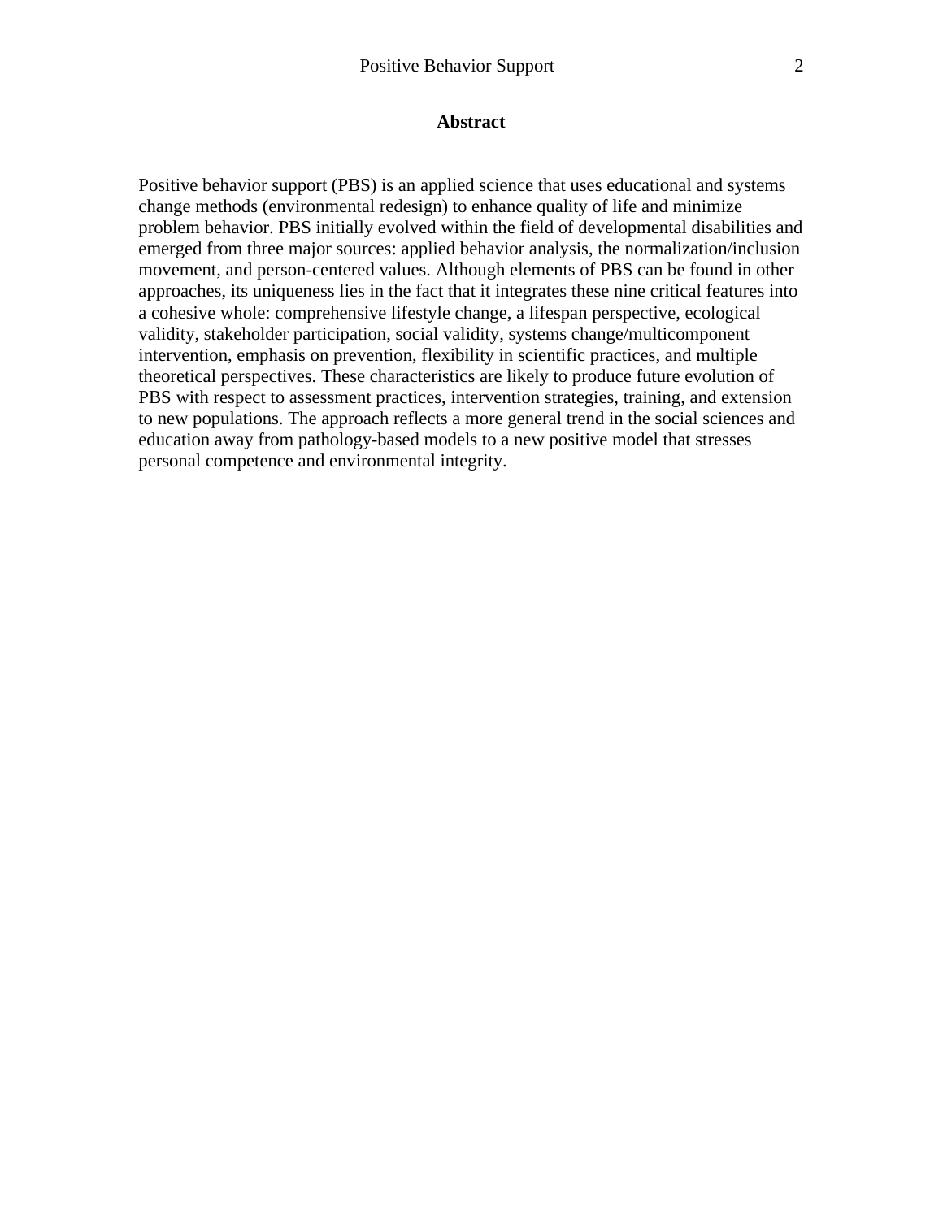# Abstract

Positive behavior support (PBS) is an applied science that uses educational and systems change methods (environmental redesign) to enhance quality of life and minimize problem behavior. PBS initially evolved within the field of developmental disabilities and emerged from three major sources: applied behavior analysis, the normalization/inclusion movement, and person-centered values. Although elements of PBS can be found in other approaches, its uniqueness lies in the fact that it integrates these nine critical features into a cohesive whole: comprehensive lifestyle change, a lifespan perspective, ecological validity, stakeholder participation, social validity, systems change/multicomponent intervention, emphasis on prevention, flexibility in scientific practices, and multiple theoretical perspectives. These characteristics are likely to produce future evolution of PBS with respect to assessment practices, intervention strategies, training, and extension to new populations. The approach reflects a more general trend in the social sciences and education away from pathology-based models to a new positive model that stresses personal competence and environmental integrity.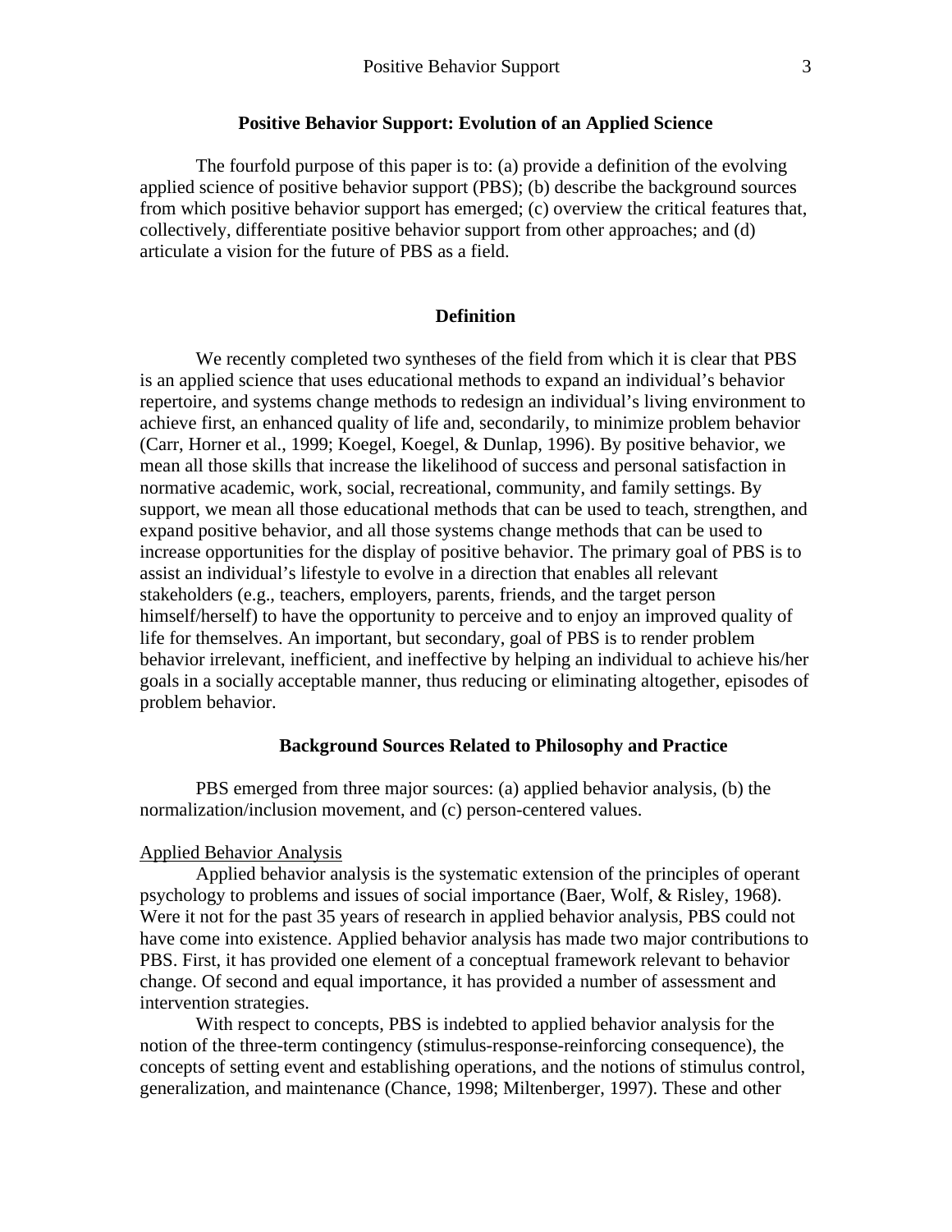## Positive Behavior Support: Evolution of an Applied Science

The fourfold purpose of this paper is to: (a) provide a definition of the evolving applied science of positive behavior support (PBS); (b) describe the background sources from which positive behavior support has emerged; (c) overview the critical features that, collectively, differentiate positive behavior support from other approaches; and (d) articulate a vision for the future of PBS as a field.

### Definition

We recently completed two syntheses of the field from which it is clear that PBS is an applied science that uses educational methods to expand an individual's behavior repertoire, and systems change methods to redesign an individual's living environment to achieve first, an enhanced quality of life and, secondarily, to minimize problem behavior (Carr, Horner et al., 1999; Koegel, Koegel, & Dunlap, 1996). By positive behavior, we mean all those skills that increase the likelihood of success and personal satisfaction in normative academic, work, social, recreational, community, and family settings. By support, we mean all those educational methods that can be used to teach, strengthen, and expand positive behavior, and all those systems change methods that can be used to increase opportunities for the display of positive behavior. The primary goal of PBS is to assist an individual's lifestyle to evolve in a direction that enables all relevant stakeholders (e.g., teachers, employers, parents, friends, and the target person himself/herself) to have the opportunity to perceive and to enjoy an improved quality of life for themselves. An important, but secondary, goal of PBS is to render problem behavior irrelevant, inefficient, and ineffective by helping an individual to achieve his/her goals in a socially acceptable manner, thus reducing or eliminating altogether, episodes of problem behavior.

### Background Sources Related to Philosophy and Practice

PBS emerged from three major sources: (a) applied behavior analysis, (b) the normalization/inclusion movement, and (c) person-centered values.

#### Applied Behavior Analysis

Applied behavior analysis is the systematic extension of the principles of operant psychology to problems and issues of social importance (Baer, Wolf, & Risley, 1968). Were it not for the past 35 years of research in applied behavior analysis, PBS could not have come into existence. Applied behavior analysis has made two major contributions to PBS. First, it has provided one element of a conceptual framework relevant to behavior change. Of second and equal importance, it has provided a number of assessment and intervention strategies.

With respect to concepts, PBS is indebted to applied behavior analysis for the notion of the three-term contingency (stimulus-response-reinforcing consequence), the concepts of setting event and establishing operations, and the notions of stimulus control, generalization, and maintenance (Chance, 1998; Miltenberger, 1997). These and other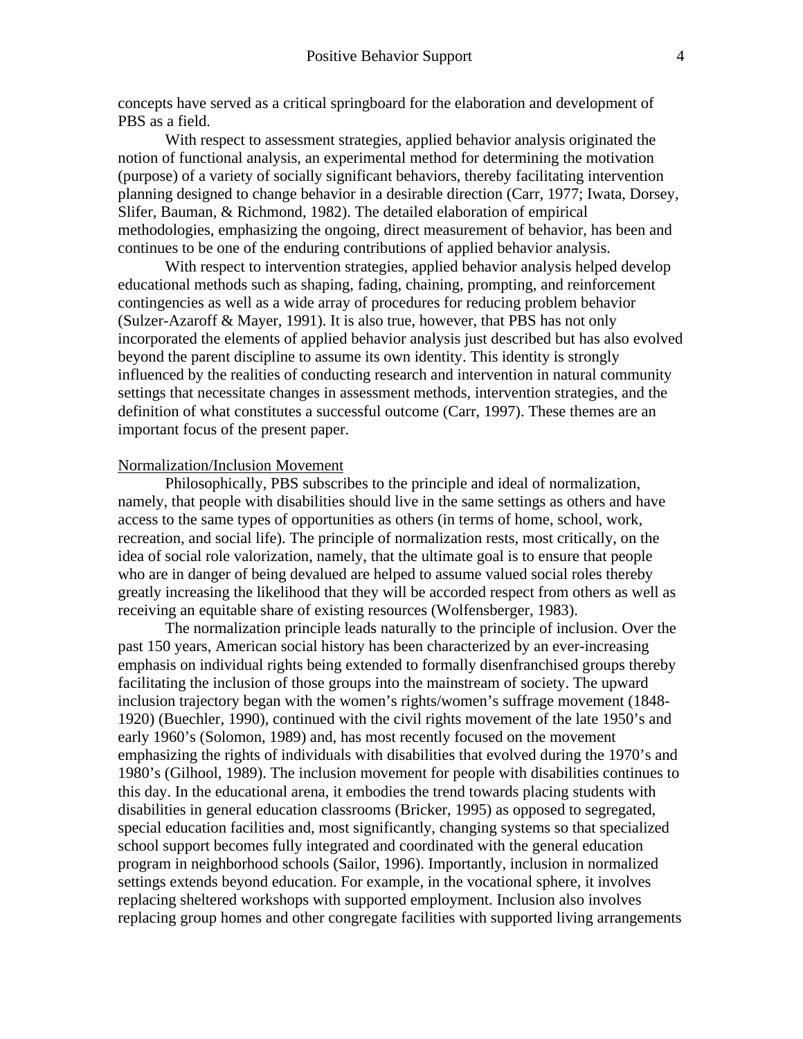concepts have served as a critical springboard for the elaboration and development of PBS as a field.

With respect to assessment strategies, applied behavior analysis originated the notion of functional analysis, an experimental method for determining the motivation (purpose) of a variety of socially significant behaviors, thereby facilitating intervention planning designed to change behavior in a desirable direction (Carr, 1977; Iwata, Dorsey, Slifer, Bauman, & Richmond, 1982). The detailed elaboration of empirical methodologies, emphasizing the ongoing, direct measurement of behavior, has been and continues to be one of the enduring contributions of applied behavior analysis.

With respect to intervention strategies, applied behavior analysis helped develop educational methods such as shaping, fading, chaining, prompting, and reinforcement contingencies as well as a wide array of procedures for reducing problem behavior (Sulzer-Azaroff & Mayer, 1991). It is also true, however, that PBS has not only incorporated the elements of applied behavior analysis just described but has also evolved beyond the parent discipline to assume its own identity. This identity is strongly influenced by the realities of conducting research and intervention in natural community settings that necessitate changes in assessment methods, intervention strategies, and the definition of what constitutes a successful outcome (Carr, 1997). These themes are an important focus of the present paper.

Normalization/Inclusion Movement

Philosophically, PBS subscribes to the principle and ideal of normalization, namely, that people with disabilities should live in the same settings as others and have access to the same types of opportunities as others (in terms of home, school, work, recreation, and social life). The principle of normalization rests, most critically, on the idea of social role valorization, namely, that the ultimate goal is to ensure that people who are in danger of being devalued are helped to assume valued social roles thereby greatly increasing the likelihood that they will be accorded respect from others as well as receiving an equitable share of existing resources (Wolfensberger, 1983).

The normalization principle leads naturally to the principle of inclusion. Over the past 150 years, American social history has been characterized by an ever-increasing emphasis on individual rights being extended to formally disenfranchised groups thereby facilitating the inclusion of those groups into the mainstream of society. The upward inclusion trajectory began with the women's rights/women's suffrage movement (1848-1920) (Buechler, 1990), continued with the civil rights movement of the late 1950's and early 1960's (Solomon, 1989) and, has most recently focused on the movement emphasizing the rights of individuals with disabilities that evolved during the 1970's and 1980's (Gilhool, 1989). The inclusion movement for people with disabilities continues to this day. In the educational arena, it embodies the trend towards placing students with disabilities in general education classrooms (Bricker, 1995) as opposed to segregated, special education facilities and, most significantly, changing systems so that specialized school support becomes fully integrated and coordinated with the general education program in neighborhood schools (Sailor, 1996). Importantly, inclusion in normalized settings extends beyond education. For example, in the vocational sphere, it involves replacing sheltered workshops with supported employment. Inclusion also involves replacing group homes and other congregate facilities with supported living arrangements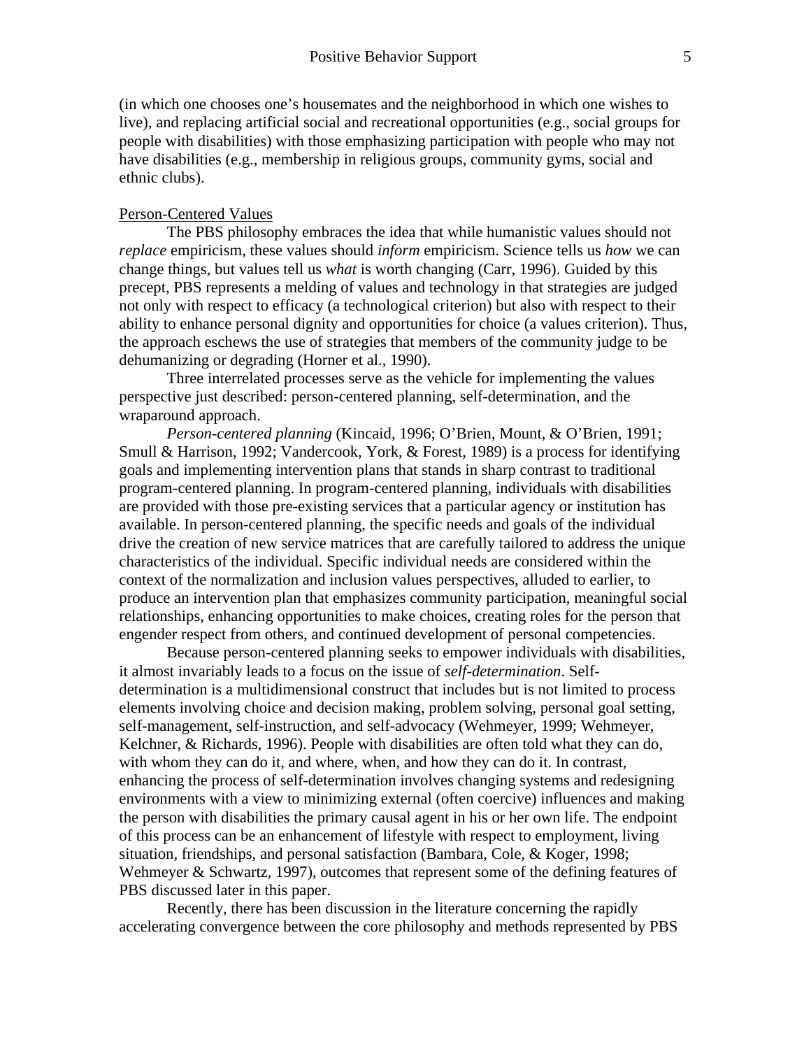(in which one chooses one's housemates and the neighborhood in which one wishes to live), and replacing artificial social and recreational opportunities (e.g., social groups for people with disabilities) with those emphasizing participation with people who may not have disabilities (e.g., membership in religious groups, community gyms, social and ethnic clubs).

<u>Person-Centered Values</u>

The PBS philosophy embraces the idea that while humanistic values should not *replace* empiricism, these values should *inform* empiricism. Science tells us *how* we can change things, but values tell us *what* is worth changing (Carr, 1996). Guided by this precept, PBS represents a melding of values and technology in that strategies are judged not only with respect to efficacy (a technological criterion) but also with respect to their ability to enhance personal dignity and opportunities for choice (a values criterion). Thus, the approach eschews the use of strategies that members of the community judge to be dehumanizing or degrading (Horner et al., 1990).

Three interrelated processes serve as the vehicle for implementing the values perspective just described: person-centered planning, self-determination, and the wraparound approach.

*Person-centered planning* (Kincaid, 1996; O'Brien, Mount, & O'Brien, 1991; Smull & Harrison, 1992; Vandercook, York, & Forest, 1989) is a process for identifying goals and implementing intervention plans that stands in sharp contrast to traditional program-centered planning. In program-centered planning, individuals with disabilities are provided with those pre-existing services that a particular agency or institution has available. In person-centered planning, the specific needs and goals of the individual drive the creation of new service matrices that are carefully tailored to address the unique characteristics of the individual. Specific individual needs are considered within the context of the normalization and inclusion values perspectives, alluded to earlier, to produce an intervention plan that emphasizes community participation, meaningful social relationships, enhancing opportunities to make choices, creating roles for the person that engender respect from others, and continued development of personal competencies.

Because person-centered planning seeks to empower individuals with disabilities, it almost invariably leads to a focus on the issue of *self-determination*. Self-determination is a multidimensional construct that includes but is not limited to process elements involving choice and decision making, problem solving, personal goal setting, self-management, self-instruction, and self-advocacy (Wehmeyer, 1999; Wehmeyer, Kelchner, & Richards, 1996). People with disabilities are often told what they can do, with whom they can do it, and where, when, and how they can do it. In contrast, enhancing the process of self-determination involves changing systems and redesigning environments with a view to minimizing external (often coercive) influences and making the person with disabilities the primary causal agent in his or her own life. The endpoint of this process can be an enhancement of lifestyle with respect to employment, living situation, friendships, and personal satisfaction (Bambara, Cole, & Koger, 1998; Wehmeyer & Schwartz, 1997), outcomes that represent some of the defining features of PBS discussed later in this paper.

Recently, there has been discussion in the literature concerning the rapidly accelerating convergence between the core philosophy and methods represented by PBS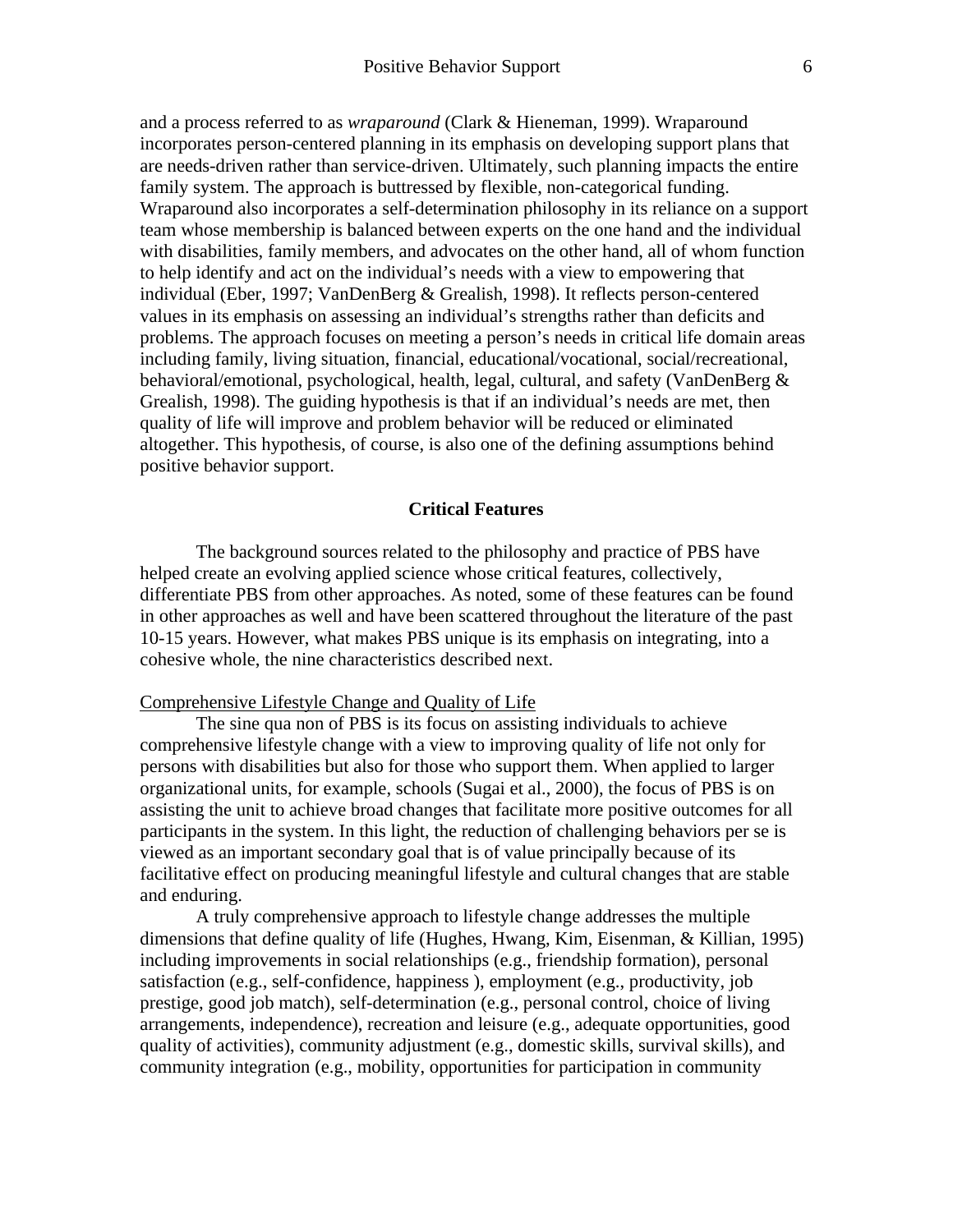and a process referred to as *wraparound* (Clark & Hieneman, 1999). Wraparound incorporates person-centered planning in its emphasis on developing support plans that are needs-driven rather than service-driven. Ultimately, such planning impacts the entire family system. The approach is buttressed by flexible, non-categorical funding. Wraparound also incorporates a self-determination philosophy in its reliance on a support team whose membership is balanced between experts on the one hand and the individual with disabilities, family members, and advocates on the other hand, all of whom function to help identify and act on the individual's needs with a view to empowering that individual (Eber, 1997; VanDenBerg & Grealish, 1998). It reflects person-centered values in its emphasis on assessing an individual's strengths rather than deficits and problems. The approach focuses on meeting a person's needs in critical life domain areas including family, living situation, financial, educational/vocational, social/recreational, behavioral/emotional, psychological, health, legal, cultural, and safety (VanDenBerg & Grealish, 1998). The guiding hypothesis is that if an individual's needs are met, then quality of life will improve and problem behavior will be reduced or eliminated altogether. This hypothesis, of course, is also one of the defining assumptions behind positive behavior support.

## Critical Features

The background sources related to the philosophy and practice of PBS have helped create an evolving applied science whose critical features, collectively, differentiate PBS from other approaches. As noted, some of these features can be found in other approaches as well and have been scattered throughout the literature of the past 10-15 years. However, what makes PBS unique is its emphasis on integrating, into a cohesive whole, the nine characteristics described next.

### Comprehensive Lifestyle Change and Quality of Life

The sine qua non of PBS is its focus on assisting individuals to achieve comprehensive lifestyle change with a view to improving quality of life not only for persons with disabilities but also for those who support them. When applied to larger organizational units, for example, schools (Sugai et al., 2000), the focus of PBS is on assisting the unit to achieve broad changes that facilitate more positive outcomes for all participants in the system. In this light, the reduction of challenging behaviors per se is viewed as an important secondary goal that is of value principally because of its facilitative effect on producing meaningful lifestyle and cultural changes that are stable and enduring.

A truly comprehensive approach to lifestyle change addresses the multiple dimensions that define quality of life (Hughes, Hwang, Kim, Eisenman, & Killian, 1995) including improvements in social relationships (e.g., friendship formation), personal satisfaction (e.g., self-confidence, happiness ), employment (e.g., productivity, job prestige, good job match), self-determination (e.g., personal control, choice of living arrangements, independence), recreation and leisure (e.g., adequate opportunities, good quality of activities), community adjustment (e.g., domestic skills, survival skills), and community integration (e.g., mobility, opportunities for participation in community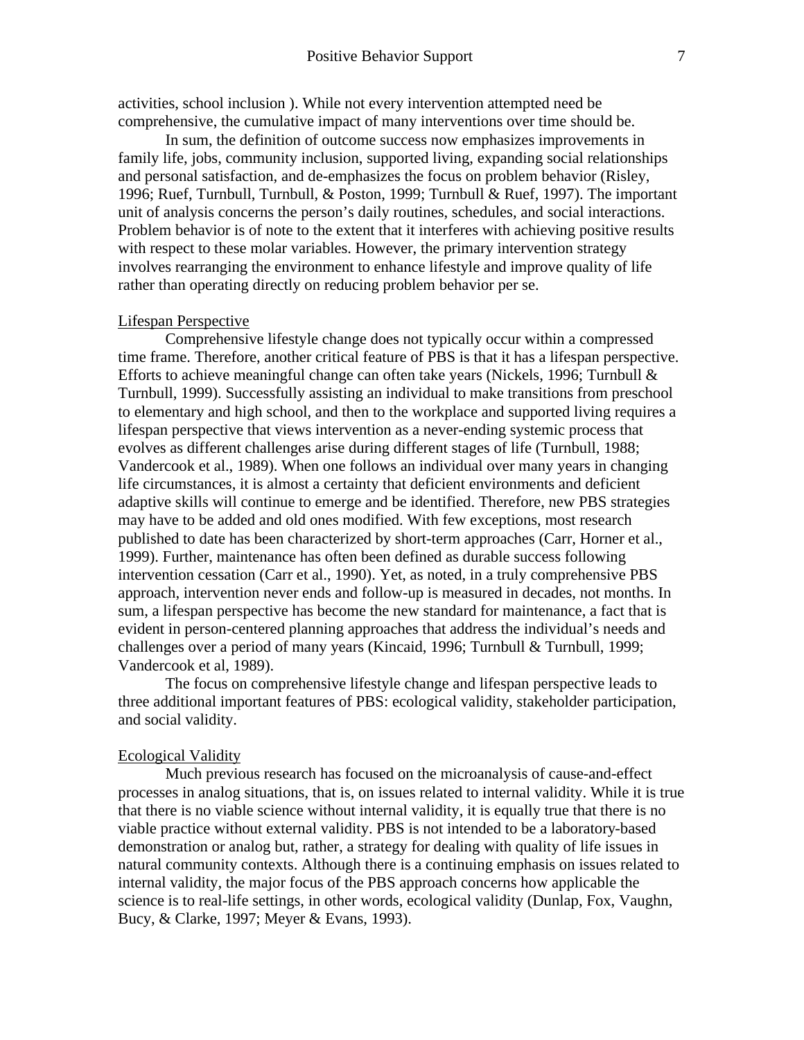activities, school inclusion ). While not every intervention attempted need be comprehensive, the cumulative impact of many interventions over time should be.

In sum, the definition of outcome success now emphasizes improvements in family life, jobs, community inclusion, supported living, expanding social relationships and personal satisfaction, and de-emphasizes the focus on problem behavior (Risley, 1996; Ruef, Turnbull, Turnbull, & Poston, 1999; Turnbull & Ruef, 1997). The important unit of analysis concerns the person's daily routines, schedules, and social interactions. Problem behavior is of note to the extent that it interferes with achieving positive results with respect to these molar variables. However, the primary intervention strategy involves rearranging the environment to enhance lifestyle and improve quality of life rather than operating directly on reducing problem behavior per se.

## Lifespan Perspective

Comprehensive lifestyle change does not typically occur within a compressed time frame. Therefore, another critical feature of PBS is that it has a lifespan perspective. Efforts to achieve meaningful change can often take years (Nickels, 1996; Turnbull & Turnbull, 1999). Successfully assisting an individual to make transitions from preschool to elementary and high school, and then to the workplace and supported living requires a lifespan perspective that views intervention as a never-ending systemic process that evolves as different challenges arise during different stages of life (Turnbull, 1988; Vandercook et al., 1989). When one follows an individual over many years in changing life circumstances, it is almost a certainty that deficient environments and deficient adaptive skills will continue to emerge and be identified. Therefore, new PBS strategies may have to be added and old ones modified. With few exceptions, most research published to date has been characterized by short-term approaches (Carr, Horner et al., 1999). Further, maintenance has often been defined as durable success following intervention cessation (Carr et al., 1990). Yet, as noted, in a truly comprehensive PBS approach, intervention never ends and follow-up is measured in decades, not months. In sum, a lifespan perspective has become the new standard for maintenance, a fact that is evident in person-centered planning approaches that address the individual's needs and challenges over a period of many years (Kincaid, 1996; Turnbull & Turnbull, 1999; Vandercook et al, 1989).

The focus on comprehensive lifestyle change and lifespan perspective leads to three additional important features of PBS: ecological validity, stakeholder participation, and social validity.

## Ecological Validity

Much previous research has focused on the microanalysis of cause-and-effect processes in analog situations, that is, on issues related to internal validity. While it is true that there is no viable science without internal validity, it is equally true that there is no viable practice without external validity. PBS is not intended to be a laboratory-based demonstration or analog but, rather, a strategy for dealing with quality of life issues in natural community contexts. Although there is a continuing emphasis on issues related to internal validity, the major focus of the PBS approach concerns how applicable the science is to real-life settings, in other words, ecological validity (Dunlap, Fox, Vaughn, Bucy, & Clarke, 1997; Meyer & Evans, 1993).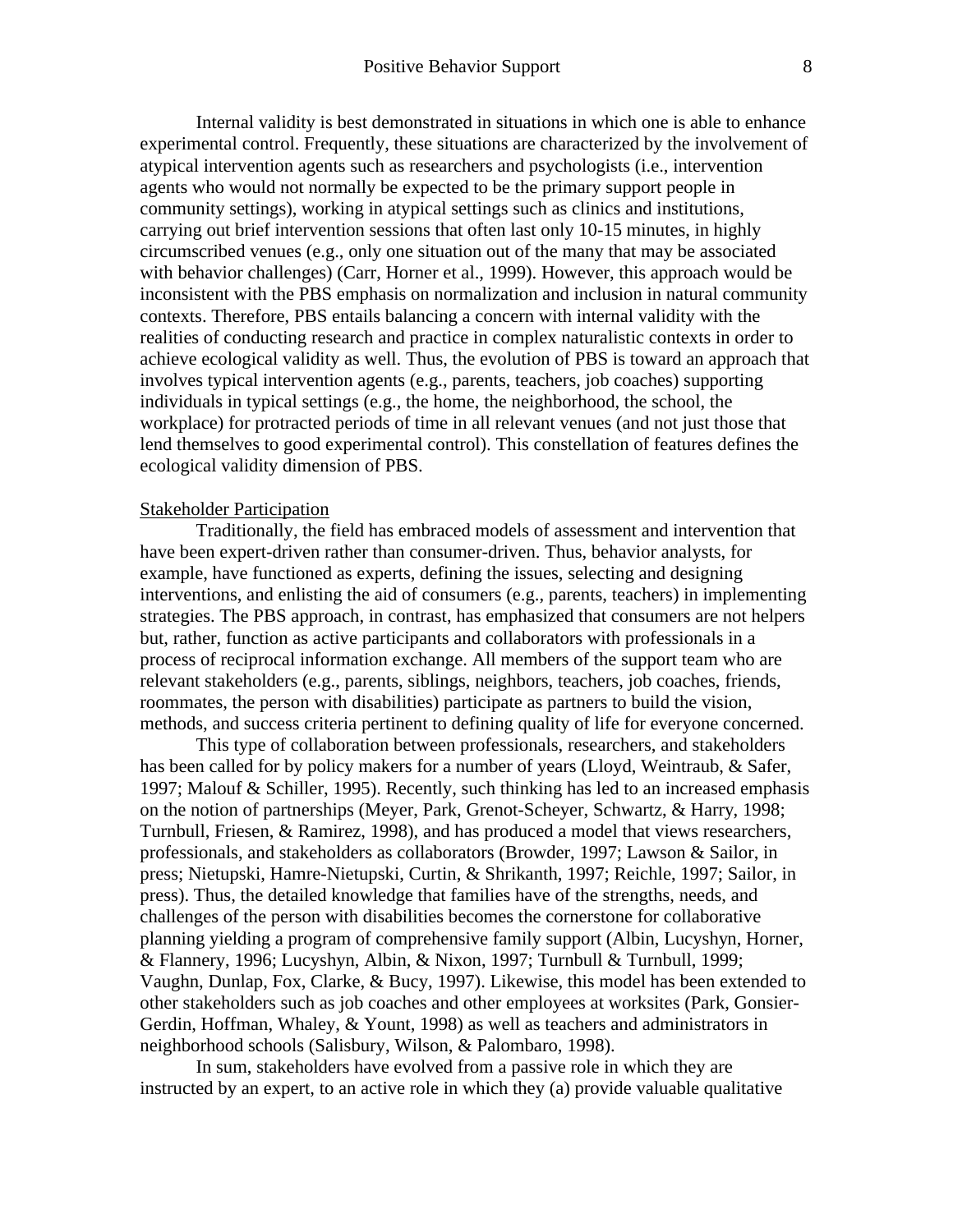Internal validity is best demonstrated in situations in which one is able to enhance experimental control. Frequently, these situations are characterized by the involvement of atypical intervention agents such as researchers and psychologists (i.e., intervention agents who would not normally be expected to be the primary support people in community settings), working in atypical settings such as clinics and institutions, carrying out brief intervention sessions that often last only 10-15 minutes, in highly circumscribed venues (e.g., only one situation out of the many that may be associated with behavior challenges) (Carr, Horner et al., 1999). However, this approach would be inconsistent with the PBS emphasis on normalization and inclusion in natural community contexts. Therefore, PBS entails balancing a concern with internal validity with the realities of conducting research and practice in complex naturalistic contexts in order to achieve ecological validity as well. Thus, the evolution of PBS is toward an approach that involves typical intervention agents (e.g., parents, teachers, job coaches) supporting individuals in typical settings (e.g., the home, the neighborhood, the school, the workplace) for protracted periods of time in all relevant venues (and not just those that lend themselves to good experimental control). This constellation of features defines the ecological validity dimension of PBS.

Stakeholder Participation

Traditionally, the field has embraced models of assessment and intervention that have been expert-driven rather than consumer-driven. Thus, behavior analysts, for example, have functioned as experts, defining the issues, selecting and designing interventions, and enlisting the aid of consumers (e.g., parents, teachers) in implementing strategies. The PBS approach, in contrast, has emphasized that consumers are not helpers but, rather, function as active participants and collaborators with professionals in a process of reciprocal information exchange. All members of the support team who are relevant stakeholders (e.g., parents, siblings, neighbors, teachers, job coaches, friends, roommates, the person with disabilities) participate as partners to build the vision, methods, and success criteria pertinent to defining quality of life for everyone concerned.

This type of collaboration between professionals, researchers, and stakeholders has been called for by policy makers for a number of years (Lloyd, Weintraub, & Safer, 1997; Malouf & Schiller, 1995). Recently, such thinking has led to an increased emphasis on the notion of partnerships (Meyer, Park, Grenot-Scheyer, Schwartz, & Harry, 1998; Turnbull, Friesen, & Ramirez, 1998), and has produced a model that views researchers, professionals, and stakeholders as collaborators (Browder, 1997; Lawson & Sailor, in press; Nietupski, Hamre-Nietupski, Curtin, & Shrikanth, 1997; Reichle, 1997; Sailor, in press). Thus, the detailed knowledge that families have of the strengths, needs, and challenges of the person with disabilities becomes the cornerstone for collaborative planning yielding a program of comprehensive family support (Albin, Lucyshyn, Horner, & Flannery, 1996; Lucyshyn, Albin, & Nixon, 1997; Turnbull & Turnbull, 1999; Vaughn, Dunlap, Fox, Clarke, & Bucy, 1997). Likewise, this model has been extended to other stakeholders such as job coaches and other employees at worksites (Park, Gonsier-Gerdin, Hoffman, Whaley, & Yount, 1998) as well as teachers and administrators in neighborhood schools (Salisbury, Wilson, & Palombaro, 1998).

In sum, stakeholders have evolved from a passive role in which they are instructed by an expert, to an active role in which they (a) provide valuable qualitative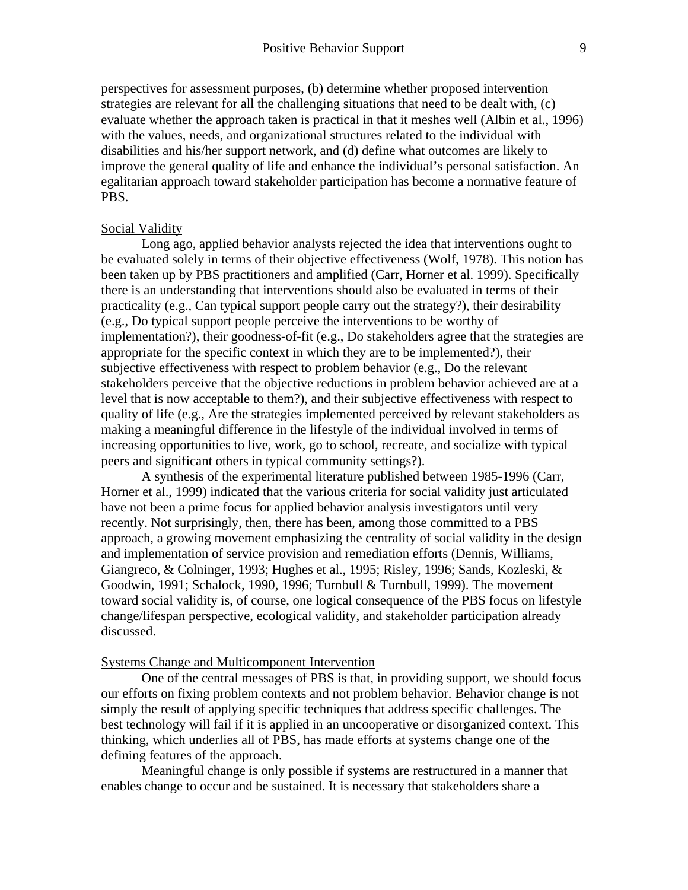perspectives for assessment purposes, (b) determine whether proposed intervention strategies are relevant for all the challenging situations that need to be dealt with, (c) evaluate whether the approach taken is practical in that it meshes well (Albin et al., 1996) with the values, needs, and organizational structures related to the individual with disabilities and his/her support network, and (d) define what outcomes are likely to improve the general quality of life and enhance the individual's personal satisfaction. An egalitarian approach toward stakeholder participation has become a normative feature of PBS.

## Social Validity

Long ago, applied behavior analysts rejected the idea that interventions ought to be evaluated solely in terms of their objective effectiveness (Wolf, 1978). This notion has been taken up by PBS practitioners and amplified (Carr, Horner et al. 1999). Specifically there is an understanding that interventions should also be evaluated in terms of their practicality (e.g., Can typical support people carry out the strategy?), their desirability (e.g., Do typical support people perceive the interventions to be worthy of implementation?), their goodness-of-fit (e.g., Do stakeholders agree that the strategies are appropriate for the specific context in which they are to be implemented?), their subjective effectiveness with respect to problem behavior (e.g., Do the relevant stakeholders perceive that the objective reductions in problem behavior achieved are at a level that is now acceptable to them?), and their subjective effectiveness with respect to quality of life (e.g., Are the strategies implemented perceived by relevant stakeholders as making a meaningful difference in the lifestyle of the individual involved in terms of increasing opportunities to live, work, go to school, recreate, and socialize with typical peers and significant others in typical community settings?).

A synthesis of the experimental literature published between 1985-1996 (Carr, Horner et al., 1999) indicated that the various criteria for social validity just articulated have not been a prime focus for applied behavior analysis investigators until very recently. Not surprisingly, then, there has been, among those committed to a PBS approach, a growing movement emphasizing the centrality of social validity in the design and implementation of service provision and remediation efforts (Dennis, Williams, Giangreco, & Colninger, 1993; Hughes et al., 1995; Risley, 1996; Sands, Kozleski, & Goodwin, 1991; Schalock, 1990, 1996; Turnbull & Turnbull, 1999). The movement toward social validity is, of course, one logical consequence of the PBS focus on lifestyle change/lifespan perspective, ecological validity, and stakeholder participation already discussed.

## Systems Change and Multicomponent Intervention

One of the central messages of PBS is that, in providing support, we should focus our efforts on fixing problem contexts and not problem behavior. Behavior change is not simply the result of applying specific techniques that address specific challenges. The best technology will fail if it is applied in an uncooperative or disorganized context. This thinking, which underlies all of PBS, has made efforts at systems change one of the defining features of the approach.

Meaningful change is only possible if systems are restructured in a manner that enables change to occur and be sustained. It is necessary that stakeholders share a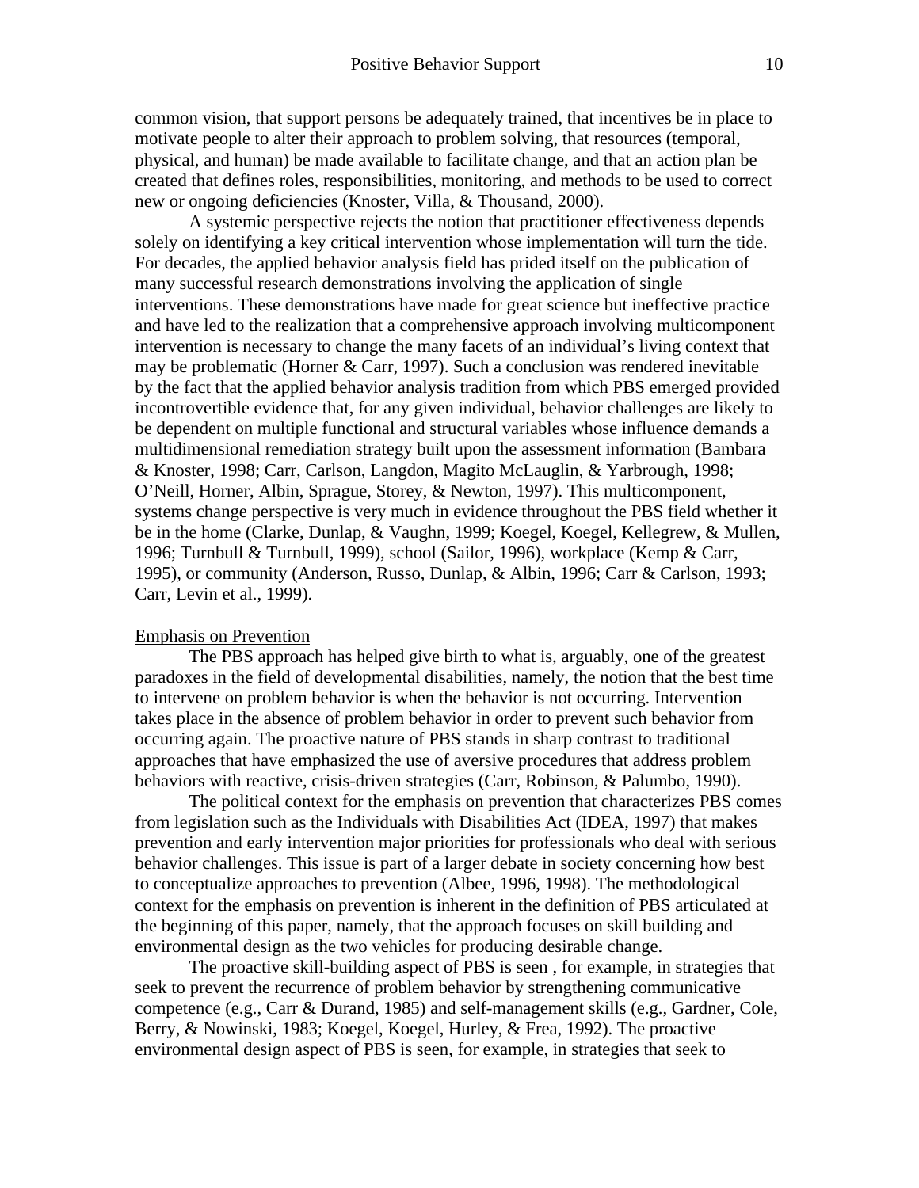common vision, that support persons be adequately trained, that incentives be in place to motivate people to alter their approach to problem solving, that resources (temporal, physical, and human) be made available to facilitate change, and that an action plan be created that defines roles, responsibilities, monitoring, and methods to be used to correct new or ongoing deficiencies (Knoster, Villa, & Thousand, 2000).

A systemic perspective rejects the notion that practitioner effectiveness depends solely on identifying a key critical intervention whose implementation will turn the tide. For decades, the applied behavior analysis field has prided itself on the publication of many successful research demonstrations involving the application of single interventions. These demonstrations have made for great science but ineffective practice and have led to the realization that a comprehensive approach involving multicomponent intervention is necessary to change the many facets of an individual's living context that may be problematic (Horner & Carr, 1997). Such a conclusion was rendered inevitable by the fact that the applied behavior analysis tradition from which PBS emerged provided incontrovertible evidence that, for any given individual, behavior challenges are likely to be dependent on multiple functional and structural variables whose influence demands a multidimensional remediation strategy built upon the assessment information (Bambara & Knoster, 1998; Carr, Carlson, Langdon, Magito McLauglin, & Yarbrough, 1998; O'Neill, Horner, Albin, Sprague, Storey, & Newton, 1997). This multicomponent, systems change perspective is very much in evidence throughout the PBS field whether it be in the home (Clarke, Dunlap, & Vaughn, 1999; Koegel, Koegel, Kellegrew, & Mullen, 1996; Turnbull & Turnbull, 1999), school (Sailor, 1996), workplace (Kemp & Carr, 1995), or community (Anderson, Russo, Dunlap, & Albin, 1996; Carr & Carlson, 1993; Carr, Levin et al., 1999).

## Emphasis on Prevention

The PBS approach has helped give birth to what is, arguably, one of the greatest paradoxes in the field of developmental disabilities, namely, the notion that the best time to intervene on problem behavior is when the behavior is not occurring. Intervention takes place in the absence of problem behavior in order to prevent such behavior from occurring again. The proactive nature of PBS stands in sharp contrast to traditional approaches that have emphasized the use of aversive procedures that address problem behaviors with reactive, crisis-driven strategies (Carr, Robinson, & Palumbo, 1990).

The political context for the emphasis on prevention that characterizes PBS comes from legislation such as the Individuals with Disabilities Act (IDEA, 1997) that makes prevention and early intervention major priorities for professionals who deal with serious behavior challenges. This issue is part of a larger debate in society concerning how best to conceptualize approaches to prevention (Albee, 1996, 1998). The methodological context for the emphasis on prevention is inherent in the definition of PBS articulated at the beginning of this paper, namely, that the approach focuses on skill building and environmental design as the two vehicles for producing desirable change.

The proactive skill-building aspect of PBS is seen , for example, in strategies that seek to prevent the recurrence of problem behavior by strengthening communicative competence (e.g., Carr & Durand, 1985) and self-management skills (e.g., Gardner, Cole, Berry, & Nowinski, 1983; Koegel, Koegel, Hurley, & Frea, 1992). The proactive environmental design aspect of PBS is seen, for example, in strategies that seek to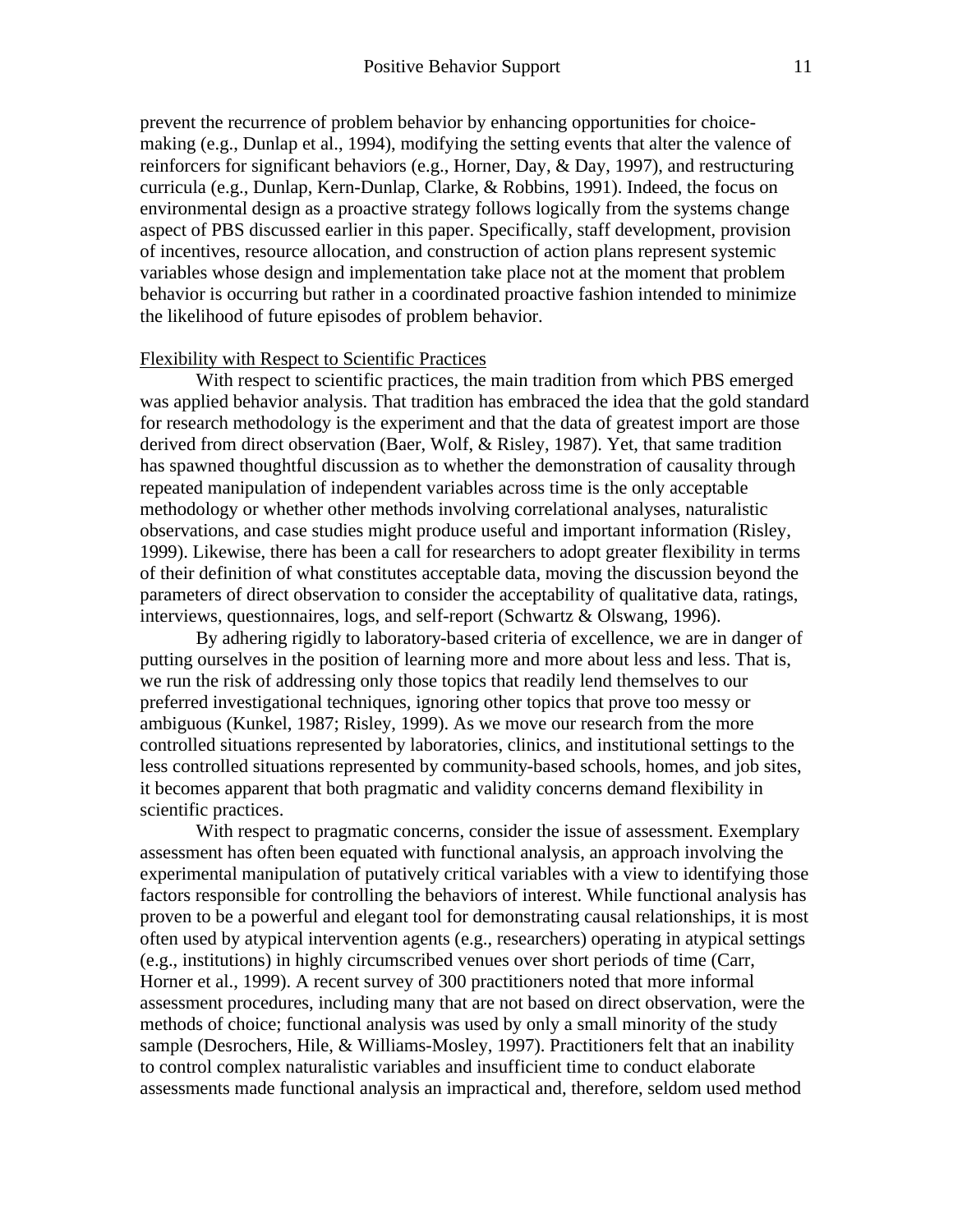prevent the recurrence of problem behavior by enhancing opportunities for choice-making (e.g., Dunlap et al., 1994), modifying the setting events that alter the valence of reinforcers for significant behaviors (e.g., Horner, Day, & Day, 1997), and restructuring curricula (e.g., Dunlap, Kern-Dunlap, Clarke, & Robbins, 1991). Indeed, the focus on environmental design as a proactive strategy follows logically from the systems change aspect of PBS discussed earlier in this paper. Specifically, staff development, provision of incentives, resource allocation, and construction of action plans represent systemic variables whose design and implementation take place not at the moment that problem behavior is occurring but rather in a coordinated proactive fashion intended to minimize the likelihood of future episodes of problem behavior.

<u>Flexibility with Respect to Scientific Practices</u>

With respect to scientific practices, the main tradition from which PBS emerged was applied behavior analysis. That tradition has embraced the idea that the gold standard for research methodology is the experiment and that the data of greatest import are those derived from direct observation (Baer, Wolf, & Risley, 1987). Yet, that same tradition has spawned thoughtful discussion as to whether the demonstration of causality through repeated manipulation of independent variables across time is the only acceptable methodology or whether other methods involving correlational analyses, naturalistic observations, and case studies might produce useful and important information (Risley, 1999). Likewise, there has been a call for researchers to adopt greater flexibility in terms of their definition of what constitutes acceptable data, moving the discussion beyond the parameters of direct observation to consider the acceptability of qualitative data, ratings, interviews, questionnaires, logs, and self-report (Schwartz & Olswang, 1996).

By adhering rigidly to laboratory-based criteria of excellence, we are in danger of putting ourselves in the position of learning more and more about less and less. That is, we run the risk of addressing only those topics that readily lend themselves to our preferred investigational techniques, ignoring other topics that prove too messy or ambiguous (Kunkel, 1987; Risley, 1999). As we move our research from the more controlled situations represented by laboratories, clinics, and institutional settings to the less controlled situations represented by community-based schools, homes, and job sites, it becomes apparent that both pragmatic and validity concerns demand flexibility in scientific practices.

With respect to pragmatic concerns, consider the issue of assessment. Exemplary assessment has often been equated with functional analysis, an approach involving the experimental manipulation of putatively critical variables with a view to identifying those factors responsible for controlling the behaviors of interest. While functional analysis has proven to be a powerful and elegant tool for demonstrating causal relationships, it is most often used by atypical intervention agents (e.g., researchers) operating in atypical settings (e.g., institutions) in highly circumscribed venues over short periods of time (Carr, Horner et al., 1999). A recent survey of 300 practitioners noted that more informal assessment procedures, including many that are not based on direct observation, were the methods of choice; functional analysis was used by only a small minority of the study sample (Desrochers, Hile, & Williams-Mosley, 1997). Practitioners felt that an inability to control complex naturalistic variables and insufficient time to conduct elaborate assessments made functional analysis an impractical and, therefore, seldom used method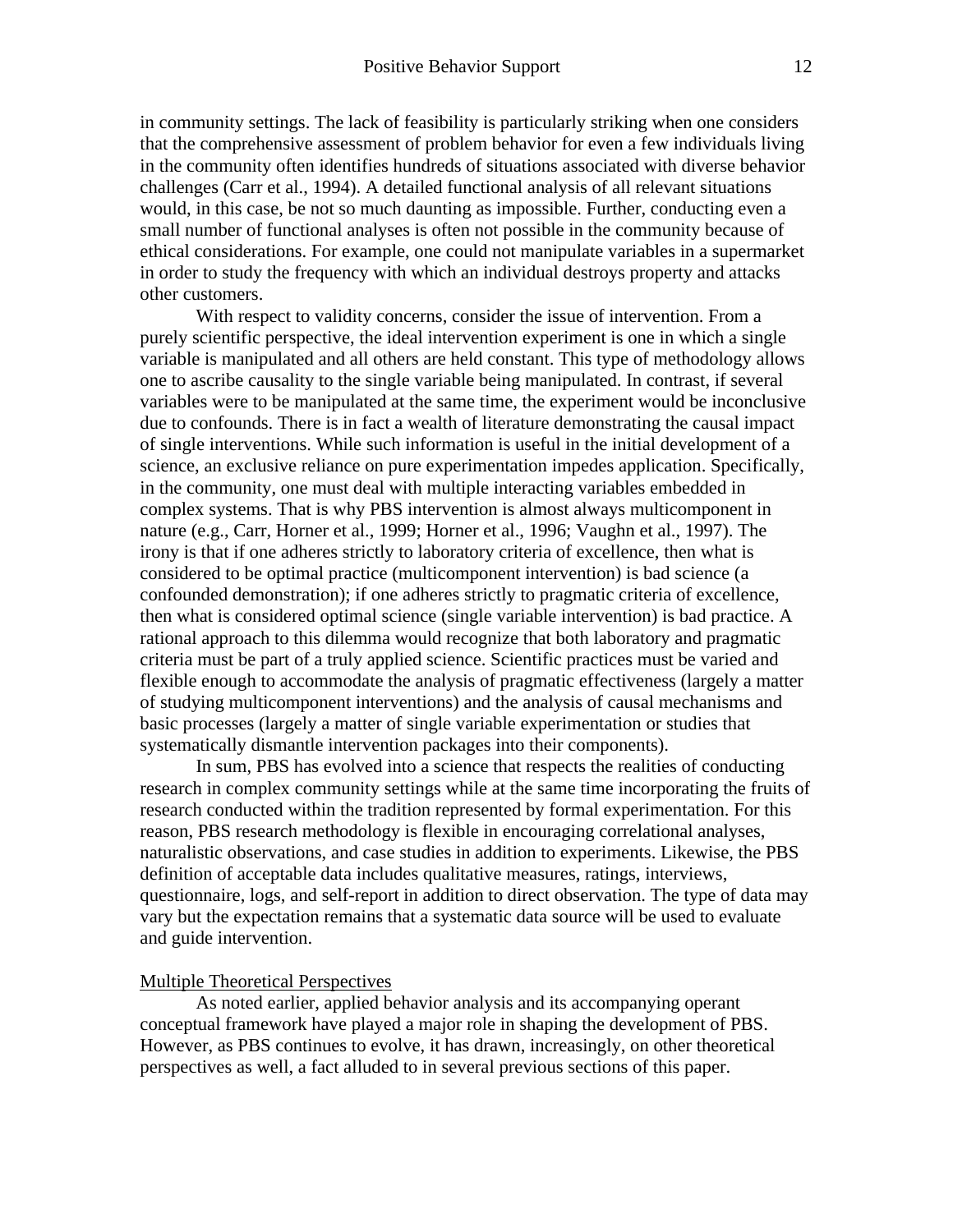in community settings. The lack of feasibility is particularly striking when one considers that the comprehensive assessment of problem behavior for even a few individuals living in the community often identifies hundreds of situations associated with diverse behavior challenges (Carr et al., 1994). A detailed functional analysis of all relevant situations would, in this case, be not so much daunting as impossible. Further, conducting even a small number of functional analyses is often not possible in the community because of ethical considerations. For example, one could not manipulate variables in a supermarket in order to study the frequency with which an individual destroys property and attacks other customers.

With respect to validity concerns, consider the issue of intervention. From a purely scientific perspective, the ideal intervention experiment is one in which a single variable is manipulated and all others are held constant. This type of methodology allows one to ascribe causality to the single variable being manipulated. In contrast, if several variables were to be manipulated at the same time, the experiment would be inconclusive due to confounds. There is in fact a wealth of literature demonstrating the causal impact of single interventions. While such information is useful in the initial development of a science, an exclusive reliance on pure experimentation impedes application. Specifically, in the community, one must deal with multiple interacting variables embedded in complex systems. That is why PBS intervention is almost always multicomponent in nature (e.g., Carr, Horner et al., 1999; Horner et al., 1996; Vaughn et al., 1997). The irony is that if one adheres strictly to laboratory criteria of excellence, then what is considered to be optimal practice (multicomponent intervention) is bad science (a confounded demonstration); if one adheres strictly to pragmatic criteria of excellence, then what is considered optimal science (single variable intervention) is bad practice. A rational approach to this dilemma would recognize that both laboratory and pragmatic criteria must be part of a truly applied science. Scientific practices must be varied and flexible enough to accommodate the analysis of pragmatic effectiveness (largely a matter of studying multicomponent interventions) and the analysis of causal mechanisms and basic processes (largely a matter of single variable experimentation or studies that systematically dismantle intervention packages into their components).

In sum, PBS has evolved into a science that respects the realities of conducting research in complex community settings while at the same time incorporating the fruits of research conducted within the tradition represented by formal experimentation. For this reason, PBS research methodology is flexible in encouraging correlational analyses, naturalistic observations, and case studies in addition to experiments. Likewise, the PBS definition of acceptable data includes qualitative measures, ratings, interviews, questionnaire, logs, and self-report in addition to direct observation. The type of data may vary but the expectation remains that a systematic data source will be used to evaluate and guide intervention.

## Multiple Theoretical Perspectives

As noted earlier, applied behavior analysis and its accompanying operant conceptual framework have played a major role in shaping the development of PBS. However, as PBS continues to evolve, it has drawn, increasingly, on other theoretical perspectives as well, a fact alluded to in several previous sections of this paper.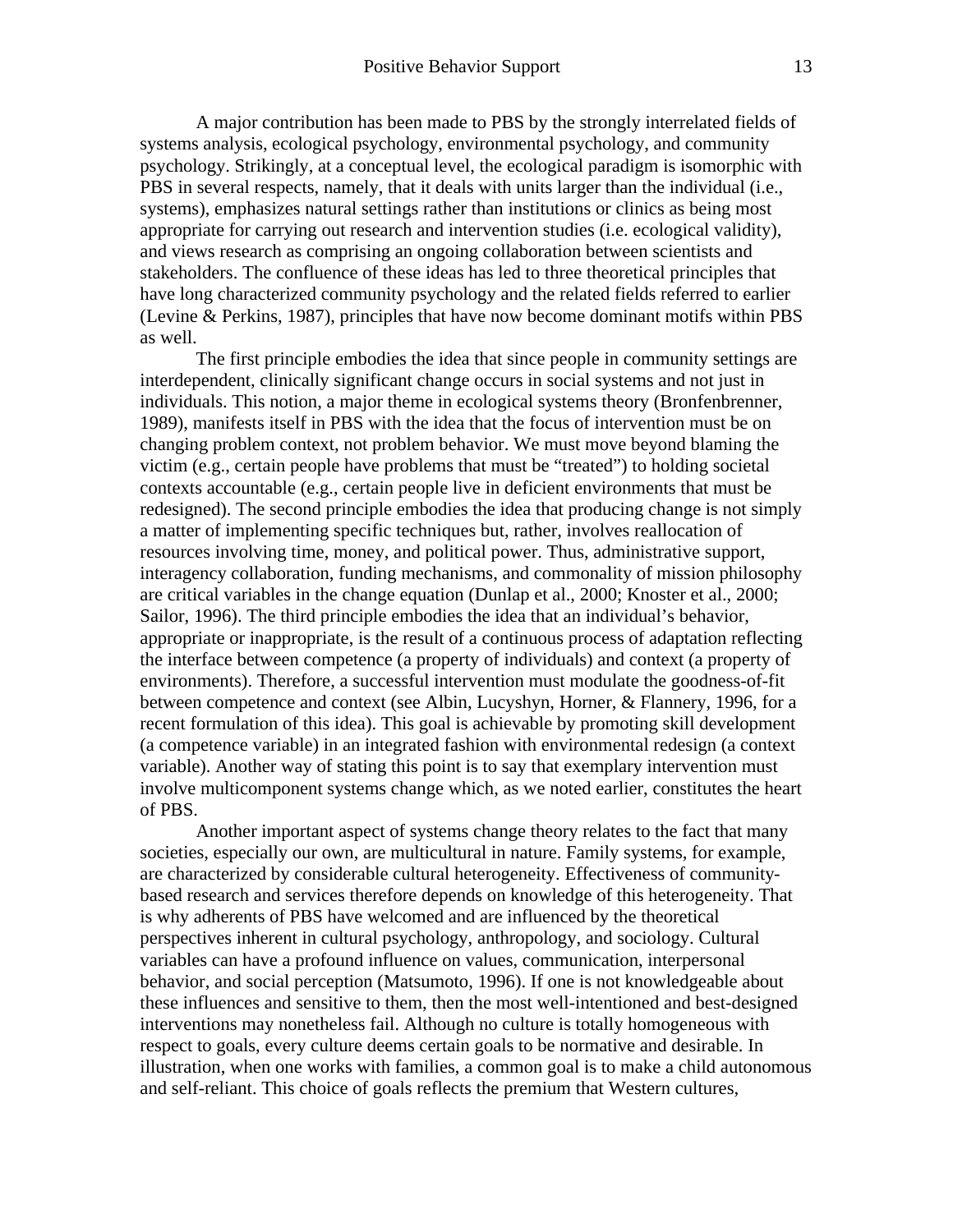A major contribution has been made to PBS by the strongly interrelated fields of systems analysis, ecological psychology, environmental psychology, and community psychology. Strikingly, at a conceptual level, the ecological paradigm is isomorphic with PBS in several respects, namely, that it deals with units larger than the individual (i.e., systems), emphasizes natural settings rather than institutions or clinics as being most appropriate for carrying out research and intervention studies (i.e. ecological validity), and views research as comprising an ongoing collaboration between scientists and stakeholders. The confluence of these ideas has led to three theoretical principles that have long characterized community psychology and the related fields referred to earlier (Levine & Perkins, 1987), principles that have now become dominant motifs within PBS as well.

The first principle embodies the idea that since people in community settings are interdependent, clinically significant change occurs in social systems and not just in individuals. This notion, a major theme in ecological systems theory (Bronfenbrenner, 1989), manifests itself in PBS with the idea that the focus of intervention must be on changing problem context, not problem behavior. We must move beyond blaming the victim (e.g., certain people have problems that must be "treated") to holding societal contexts accountable (e.g., certain people live in deficient environments that must be redesigned). The second principle embodies the idea that producing change is not simply a matter of implementing specific techniques but, rather, involves reallocation of resources involving time, money, and political power. Thus, administrative support, interagency collaboration, funding mechanisms, and commonality of mission philosophy are critical variables in the change equation (Dunlap et al., 2000; Knoster et al., 2000; Sailor, 1996). The third principle embodies the idea that an individual's behavior, appropriate or inappropriate, is the result of a continuous process of adaptation reflecting the interface between competence (a property of individuals) and context (a property of environments). Therefore, a successful intervention must modulate the goodness-of-fit between competence and context (see Albin, Lucyshyn, Horner, & Flannery, 1996, for a recent formulation of this idea). This goal is achievable by promoting skill development (a competence variable) in an integrated fashion with environmental redesign (a context variable). Another way of stating this point is to say that exemplary intervention must involve multicomponent systems change which, as we noted earlier, constitutes the heart of PBS.

Another important aspect of systems change theory relates to the fact that many societies, especially our own, are multicultural in nature. Family systems, for example, are characterized by considerable cultural heterogeneity. Effectiveness of community-based research and services therefore depends on knowledge of this heterogeneity. That is why adherents of PBS have welcomed and are influenced by the theoretical perspectives inherent in cultural psychology, anthropology, and sociology. Cultural variables can have a profound influence on values, communication, interpersonal behavior, and social perception (Matsumoto, 1996). If one is not knowledgeable about these influences and sensitive to them, then the most well-intentioned and best-designed interventions may nonetheless fail. Although no culture is totally homogeneous with respect to goals, every culture deems certain goals to be normative and desirable. In illustration, when one works with families, a common goal is to make a child autonomous and self-reliant. This choice of goals reflects the premium that Western cultures,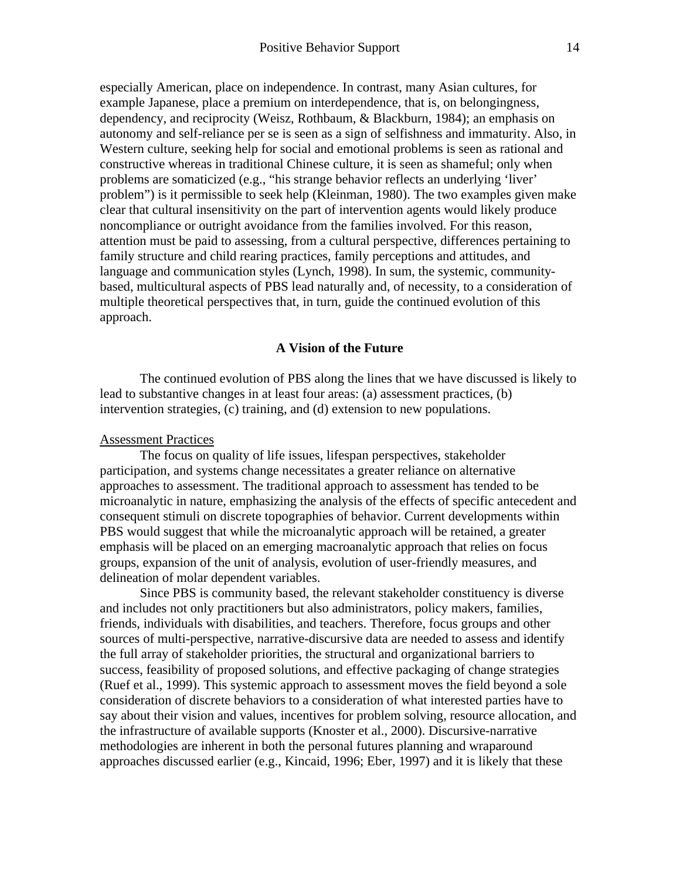especially American, place on independence. In contrast, many Asian cultures, for example Japanese, place a premium on interdependence, that is, on belongingness, dependency, and reciprocity (Weisz, Rothbaum, & Blackburn, 1984); an emphasis on autonomy and self-reliance per se is seen as a sign of selfishness and immaturity. Also, in Western culture, seeking help for social and emotional problems is seen as rational and constructive whereas in traditional Chinese culture, it is seen as shameful; only when problems are somaticized (e.g., "his strange behavior reflects an underlying 'liver' problem") is it permissible to seek help (Kleinman, 1980). The two examples given make clear that cultural insensitivity on the part of intervention agents would likely produce noncompliance or outright avoidance from the families involved. For this reason, attention must be paid to assessing, from a cultural perspective, differences pertaining to family structure and child rearing practices, family perceptions and attitudes, and language and communication styles (Lynch, 1998). In sum, the systemic, community-based, multicultural aspects of PBS lead naturally and, of necessity, to a consideration of multiple theoretical perspectives that, in turn, guide the continued evolution of this approach.

## A Vision of the Future

The continued evolution of PBS along the lines that we have discussed is likely to lead to substantive changes in at least four areas: (a) assessment practices, (b) intervention strategies, (c) training, and (d) extension to new populations.

### Assessment Practices

The focus on quality of life issues, lifespan perspectives, stakeholder participation, and systems change necessitates a greater reliance on alternative approaches to assessment. The traditional approach to assessment has tended to be microanalytic in nature, emphasizing the analysis of the effects of specific antecedent and consequent stimuli on discrete topographies of behavior. Current developments within PBS would suggest that while the microanalytic approach will be retained, a greater emphasis will be placed on an emerging macroanalytic approach that relies on focus groups, expansion of the unit of analysis, evolution of user-friendly measures, and delineation of molar dependent variables.

Since PBS is community based, the relevant stakeholder constituency is diverse and includes not only practitioners but also administrators, policy makers, families, friends, individuals with disabilities, and teachers. Therefore, focus groups and other sources of multi-perspective, narrative-discursive data are needed to assess and identify the full array of stakeholder priorities, the structural and organizational barriers to success, feasibility of proposed solutions, and effective packaging of change strategies (Ruef et al., 1999). This systemic approach to assessment moves the field beyond a sole consideration of discrete behaviors to a consideration of what interested parties have to say about their vision and values, incentives for problem solving, resource allocation, and the infrastructure of available supports (Knoster et al., 2000). Discursive-narrative methodologies are inherent in both the personal futures planning and wraparound approaches discussed earlier (e.g., Kincaid, 1996; Eber, 1997) and it is likely that these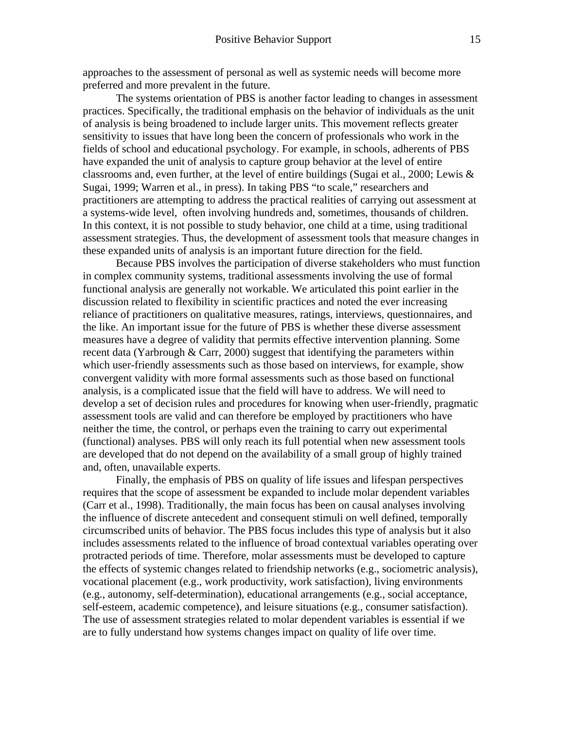approaches to the assessment of personal as well as systemic needs will become more preferred and more prevalent in the future.

The systems orientation of PBS is another factor leading to changes in assessment practices. Specifically, the traditional emphasis on the behavior of individuals as the unit of analysis is being broadened to include larger units. This movement reflects greater sensitivity to issues that have long been the concern of professionals who work in the fields of school and educational psychology. For example, in schools, adherents of PBS have expanded the unit of analysis to capture group behavior at the level of entire classrooms and, even further, at the level of entire buildings (Sugai et al., 2000; Lewis & Sugai, 1999; Warren et al., in press). In taking PBS "to scale," researchers and practitioners are attempting to address the practical realities of carrying out assessment at a systems-wide level, often involving hundreds and, sometimes, thousands of children. In this context, it is not possible to study behavior, one child at a time, using traditional assessment strategies. Thus, the development of assessment tools that measure changes in these expanded units of analysis is an important future direction for the field.

Because PBS involves the participation of diverse stakeholders who must function in complex community systems, traditional assessments involving the use of formal functional analysis are generally not workable. We articulated this point earlier in the discussion related to flexibility in scientific practices and noted the ever increasing reliance of practitioners on qualitative measures, ratings, interviews, questionnaires, and the like. An important issue for the future of PBS is whether these diverse assessment measures have a degree of validity that permits effective intervention planning. Some recent data (Yarbrough & Carr, 2000) suggest that identifying the parameters within which user-friendly assessments such as those based on interviews, for example, show convergent validity with more formal assessments such as those based on functional analysis, is a complicated issue that the field will have to address. We will need to develop a set of decision rules and procedures for knowing when user-friendly, pragmatic assessment tools are valid and can therefore be employed by practitioners who have neither the time, the control, or perhaps even the training to carry out experimental (functional) analyses. PBS will only reach its full potential when new assessment tools are developed that do not depend on the availability of a small group of highly trained and, often, unavailable experts.

Finally, the emphasis of PBS on quality of life issues and lifespan perspectives requires that the scope of assessment be expanded to include molar dependent variables (Carr et al., 1998). Traditionally, the main focus has been on causal analyses involving the influence of discrete antecedent and consequent stimuli on well defined, temporally circumscribed units of behavior. The PBS focus includes this type of analysis but it also includes assessments related to the influence of broad contextual variables operating over protracted periods of time. Therefore, molar assessments must be developed to capture the effects of systemic changes related to friendship networks (e.g., sociometric analysis), vocational placement (e.g., work productivity, work satisfaction), living environments (e.g., autonomy, self-determination), educational arrangements (e.g., social acceptance, self-esteem, academic competence), and leisure situations (e.g., consumer satisfaction). The use of assessment strategies related to molar dependent variables is essential if we are to fully understand how systems changes impact on quality of life over time.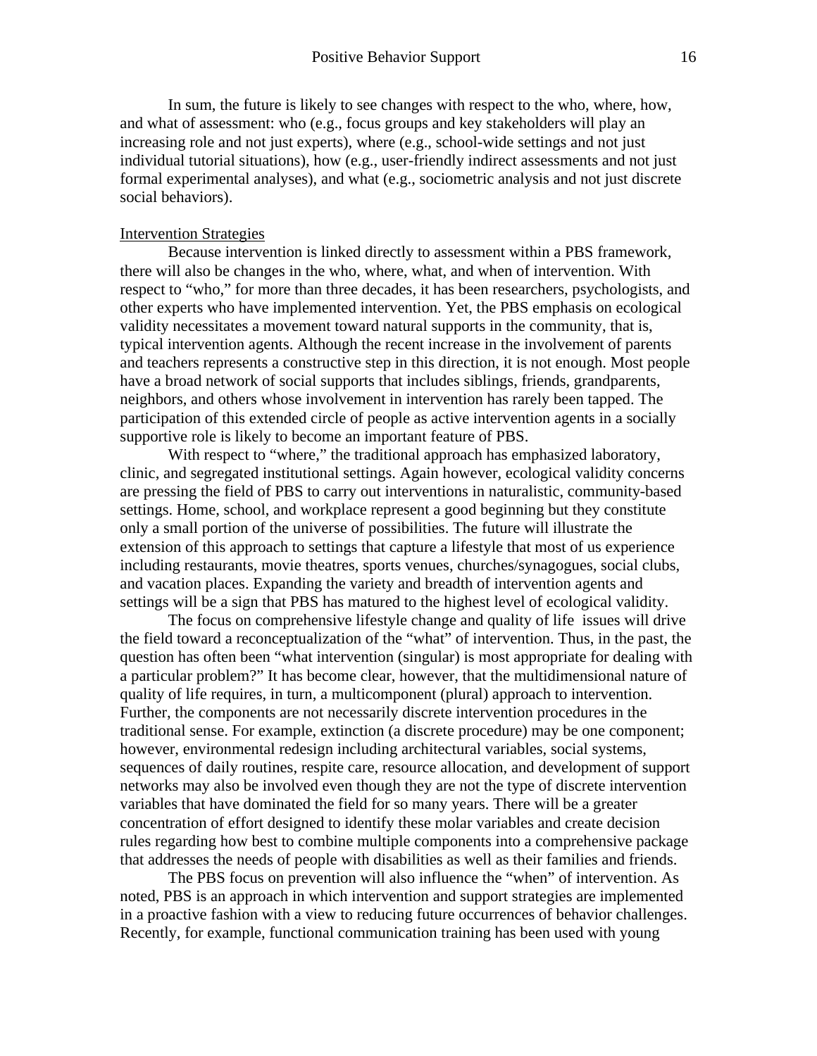In sum, the future is likely to see changes with respect to the who, where, how, and what of assessment: who (e.g., focus groups and key stakeholders will play an increasing role and not just experts), where (e.g., school-wide settings and not just individual tutorial situations), how (e.g., user-friendly indirect assessments and not just formal experimental analyses), and what (e.g., sociometric analysis and not just discrete social behaviors).

## Intervention Strategies

Because intervention is linked directly to assessment within a PBS framework, there will also be changes in the who, where, what, and when of intervention. With respect to "who," for more than three decades, it has been researchers, psychologists, and other experts who have implemented intervention. Yet, the PBS emphasis on ecological validity necessitates a movement toward natural supports in the community, that is, typical intervention agents. Although the recent increase in the involvement of parents and teachers represents a constructive step in this direction, it is not enough. Most people have a broad network of social supports that includes siblings, friends, grandparents, neighbors, and others whose involvement in intervention has rarely been tapped. The participation of this extended circle of people as active intervention agents in a socially supportive role is likely to become an important feature of PBS.

With respect to "where," the traditional approach has emphasized laboratory, clinic, and segregated institutional settings. Again however, ecological validity concerns are pressing the field of PBS to carry out interventions in naturalistic, community-based settings. Home, school, and workplace represent a good beginning but they constitute only a small portion of the universe of possibilities. The future will illustrate the extension of this approach to settings that capture a lifestyle that most of us experience including restaurants, movie theatres, sports venues, churches/synagogues, social clubs, and vacation places. Expanding the variety and breadth of intervention agents and settings will be a sign that PBS has matured to the highest level of ecological validity.

The focus on comprehensive lifestyle change and quality of life issues will drive the field toward a reconceptualization of the "what" of intervention. Thus, in the past, the question has often been "what intervention (singular) is most appropriate for dealing with a particular problem?" It has become clear, however, that the multidimensional nature of quality of life requires, in turn, a multicomponent (plural) approach to intervention. Further, the components are not necessarily discrete intervention procedures in the traditional sense. For example, extinction (a discrete procedure) may be one component; however, environmental redesign including architectural variables, social systems, sequences of daily routines, respite care, resource allocation, and development of support networks may also be involved even though they are not the type of discrete intervention variables that have dominated the field for so many years. There will be a greater concentration of effort designed to identify these molar variables and create decision rules regarding how best to combine multiple components into a comprehensive package that addresses the needs of people with disabilities as well as their families and friends.

The PBS focus on prevention will also influence the "when" of intervention. As noted, PBS is an approach in which intervention and support strategies are implemented in a proactive fashion with a view to reducing future occurrences of behavior challenges. Recently, for example, functional communication training has been used with young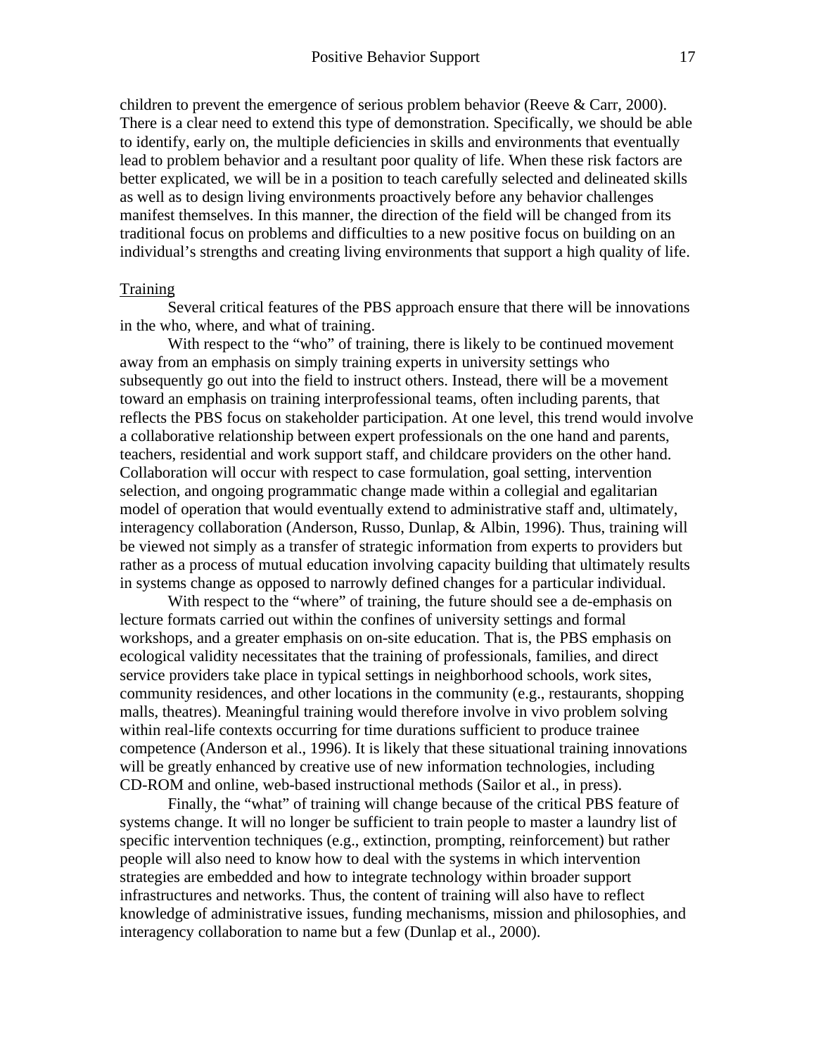children to prevent the emergence of serious problem behavior (Reeve & Carr, 2000). There is a clear need to extend this type of demonstration. Specifically, we should be able to identify, early on, the multiple deficiencies in skills and environments that eventually lead to problem behavior and a resultant poor quality of life. When these risk factors are better explicated, we will be in a position to teach carefully selected and delineated skills as well as to design living environments proactively before any behavior challenges manifest themselves. In this manner, the direction of the field will be changed from its traditional focus on problems and difficulties to a new positive focus on building on an individual's strengths and creating living environments that support a high quality of life.

### Training

Several critical features of the PBS approach ensure that there will be innovations in the who, where, and what of training.

With respect to the "who" of training, there is likely to be continued movement away from an emphasis on simply training experts in university settings who subsequently go out into the field to instruct others. Instead, there will be a movement toward an emphasis on training interprofessional teams, often including parents, that reflects the PBS focus on stakeholder participation. At one level, this trend would involve a collaborative relationship between expert professionals on the one hand and parents, teachers, residential and work support staff, and childcare providers on the other hand. Collaboration will occur with respect to case formulation, goal setting, intervention selection, and ongoing programmatic change made within a collegial and egalitarian model of operation that would eventually extend to administrative staff and, ultimately, interagency collaboration (Anderson, Russo, Dunlap, & Albin, 1996). Thus, training will be viewed not simply as a transfer of strategic information from experts to providers but rather as a process of mutual education involving capacity building that ultimately results in systems change as opposed to narrowly defined changes for a particular individual.

With respect to the "where" of training, the future should see a de-emphasis on lecture formats carried out within the confines of university settings and formal workshops, and a greater emphasis on on-site education. That is, the PBS emphasis on ecological validity necessitates that the training of professionals, families, and direct service providers take place in typical settings in neighborhood schools, work sites, community residences, and other locations in the community (e.g., restaurants, shopping malls, theatres). Meaningful training would therefore involve in vivo problem solving within real-life contexts occurring for time durations sufficient to produce trainee competence (Anderson et al., 1996). It is likely that these situational training innovations will be greatly enhanced by creative use of new information technologies, including CD-ROM and online, web-based instructional methods (Sailor et al., in press).

Finally, the "what" of training will change because of the critical PBS feature of systems change. It will no longer be sufficient to train people to master a laundry list of specific intervention techniques (e.g., extinction, prompting, reinforcement) but rather people will also need to know how to deal with the systems in which intervention strategies are embedded and how to integrate technology within broader support infrastructures and networks. Thus, the content of training will also have to reflect knowledge of administrative issues, funding mechanisms, mission and philosophies, and interagency collaboration to name but a few (Dunlap et al., 2000).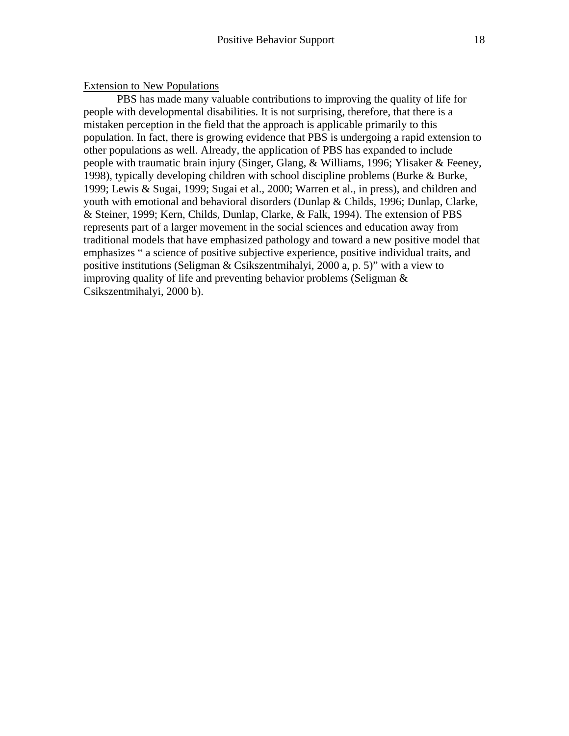<u>Extension to New Populations</u>

PBS has made many valuable contributions to improving the quality of life for people with developmental disabilities. It is not surprising, therefore, that there is a mistaken perception in the field that the approach is applicable primarily to this population. In fact, there is growing evidence that PBS is undergoing a rapid extension to other populations as well. Already, the application of PBS has expanded to include people with traumatic brain injury (Singer, Glang, & Williams, 1996; Ylisaker & Feeney, 1998), typically developing children with school discipline problems (Burke & Burke, 1999; Lewis & Sugai, 1999; Sugai et al., 2000; Warren et al., in press), and children and youth with emotional and behavioral disorders (Dunlap & Childs, 1996; Dunlap, Clarke, & Steiner, 1999; Kern, Childs, Dunlap, Clarke, & Falk, 1994). The extension of PBS represents part of a larger movement in the social sciences and education away from traditional models that have emphasized pathology and toward a new positive model that emphasizes " a science of positive subjective experience, positive individual traits, and positive institutions (Seligman & Csikszentmihalyi, 2000 a, p. 5)" with a view to improving quality of life and preventing behavior problems (Seligman & Csikszentmihalyi, 2000 b).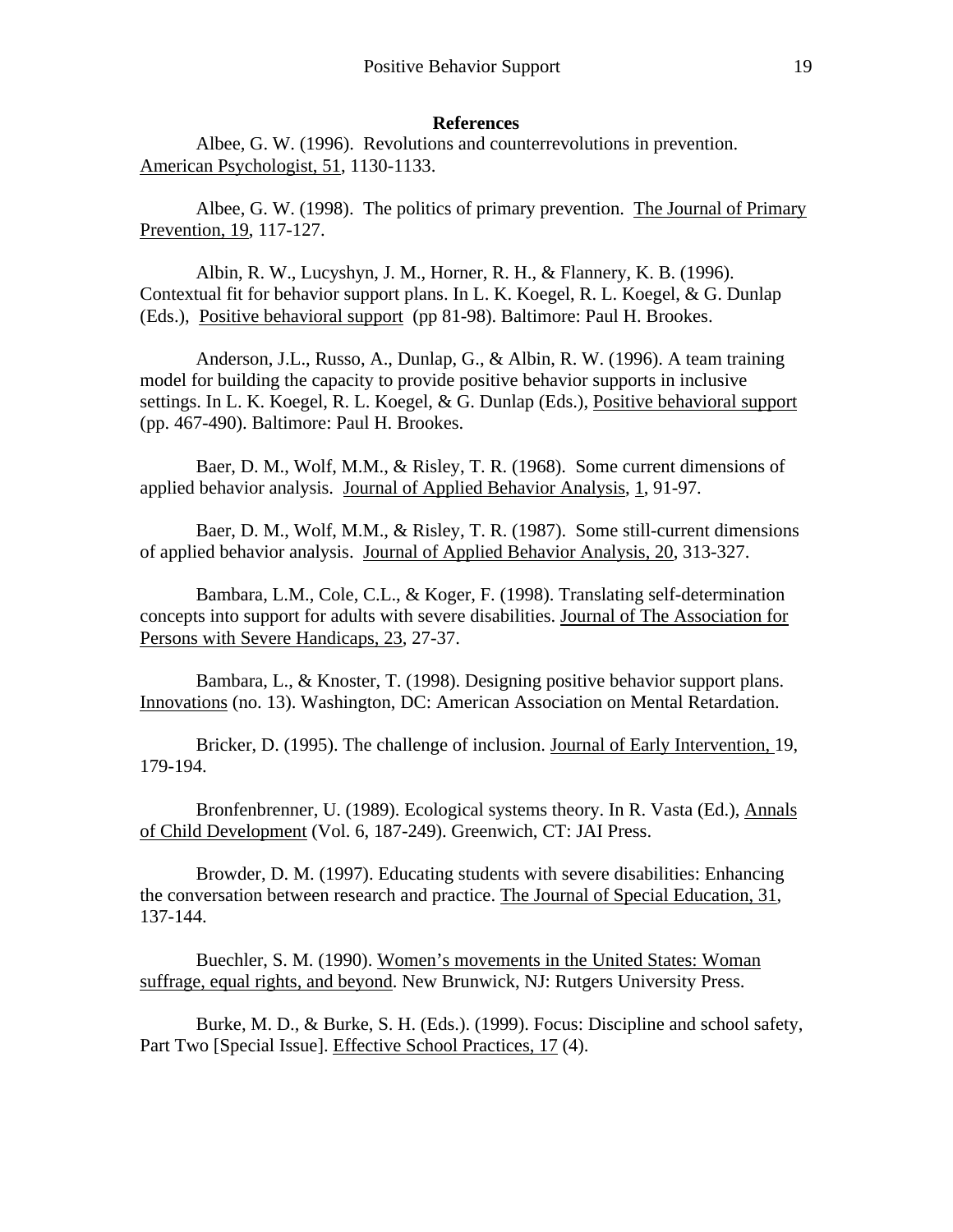## References

Albee, G. W. (1996). Revolutions and counterrevolutions in prevention. American Psychologist, 51, 1130-1133.

Albee, G. W. (1998). The politics of primary prevention. The Journal of Primary Prevention, 19, 117-127.

Albin, R. W., Lucyshyn, J. M., Horner, R. H., & Flannery, K. B. (1996). Contextual fit for behavior support plans. In L. K. Koegel, R. L. Koegel, & G. Dunlap (Eds.), Positive behavioral support (pp 81-98). Baltimore: Paul H. Brookes.

Anderson, J.L., Russo, A., Dunlap, G., & Albin, R. W. (1996). A team training model for building the capacity to provide positive behavior supports in inclusive settings. In L. K. Koegel, R. L. Koegel, & G. Dunlap (Eds.), Positive behavioral support (pp. 467-490). Baltimore: Paul H. Brookes.

Baer, D. M., Wolf, M.M., & Risley, T. R. (1968). Some current dimensions of applied behavior analysis. Journal of Applied Behavior Analysis, 1, 91-97.

Baer, D. M., Wolf, M.M., & Risley, T. R. (1987). Some still-current dimensions of applied behavior analysis. Journal of Applied Behavior Analysis, 20, 313-327.

Bambara, L.M., Cole, C.L., & Koger, F. (1998). Translating self-determination concepts into support for adults with severe disabilities. Journal of The Association for Persons with Severe Handicaps, 23, 27-37.

Bambara, L., & Knoster, T. (1998). Designing positive behavior support plans. Innovations (no. 13). Washington, DC: American Association on Mental Retardation.

Bricker, D. (1995). The challenge of inclusion. Journal of Early Intervention, 19, 179-194.

Bronfenbrenner, U. (1989). Ecological systems theory. In R. Vasta (Ed.), Annals of Child Development (Vol. 6, 187-249). Greenwich, CT: JAI Press.

Browder, D. M. (1997). Educating students with severe disabilities: Enhancing the conversation between research and practice. The Journal of Special Education, 31, 137-144.

Buechler, S. M. (1990). Women's movements in the United States: Woman suffrage, equal rights, and beyond. New Brunwick, NJ: Rutgers University Press.

Burke, M. D., & Burke, S. H. (Eds.). (1999). Focus: Discipline and school safety, Part Two [Special Issue]. Effective School Practices, 17 (4).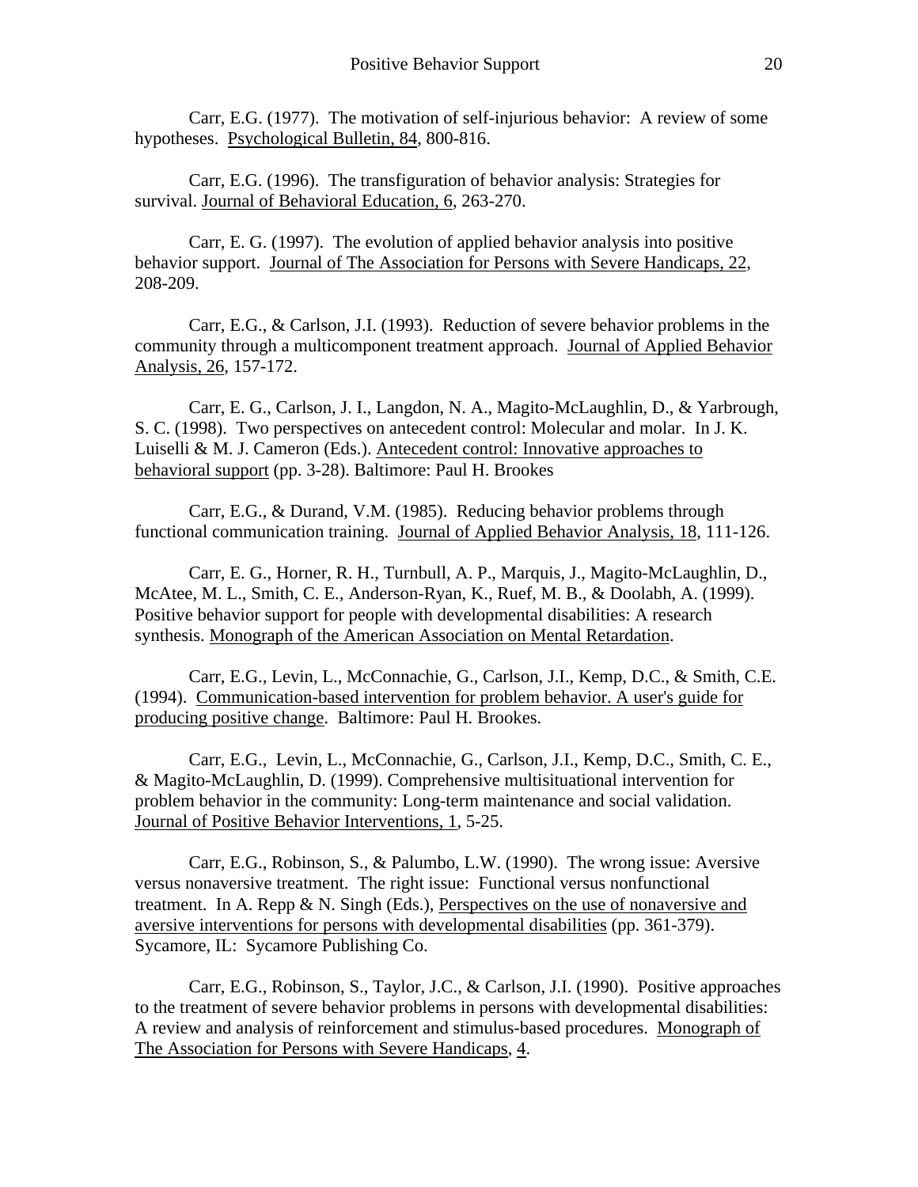Carr, E.G. (1977). The motivation of self-injurious behavior: A review of some hypotheses. Psychological Bulletin, 84, 800-816.

Carr, E.G. (1996). The transfiguration of behavior analysis: Strategies for survival. Journal of Behavioral Education, 6, 263-270.

Carr, E. G. (1997). The evolution of applied behavior analysis into positive behavior support. Journal of The Association for Persons with Severe Handicaps, 22, 208-209.

Carr, E.G., & Carlson, J.I. (1993). Reduction of severe behavior problems in the community through a multicomponent treatment approach. Journal of Applied Behavior Analysis, 26, 157-172.

Carr, E. G., Carlson, J. I., Langdon, N. A., Magito-McLaughlin, D., & Yarbrough, S. C. (1998). Two perspectives on antecedent control: Molecular and molar. In J. K. Luiselli & M. J. Cameron (Eds.). Antecedent control: Innovative approaches to behavioral support (pp. 3-28). Baltimore: Paul H. Brookes

Carr, E.G., & Durand, V.M. (1985). Reducing behavior problems through functional communication training. Journal of Applied Behavior Analysis, 18, 111-126.

Carr, E. G., Horner, R. H., Turnbull, A. P., Marquis, J., Magito-McLaughlin, D., McAtee, M. L., Smith, C. E., Anderson-Ryan, K., Ruef, M. B., & Doolabh, A. (1999). Positive behavior support for people with developmental disabilities: A research synthesis. Monograph of the American Association on Mental Retardation.

Carr, E.G., Levin, L., McConnachie, G., Carlson, J.I., Kemp, D.C., & Smith, C.E. (1994). Communication-based intervention for problem behavior. A user's guide for producing positive change. Baltimore: Paul H. Brookes.

Carr, E.G., Levin, L., McConnachie, G., Carlson, J.I., Kemp, D.C., Smith, C. E., & Magito-McLaughlin, D. (1999). Comprehensive multisituational intervention for problem behavior in the community: Long-term maintenance and social validation. Journal of Positive Behavior Interventions, 1, 5-25.

Carr, E.G., Robinson, S., & Palumbo, L.W. (1990). The wrong issue: Aversive versus nonaversive treatment. The right issue: Functional versus nonfunctional treatment. In A. Repp & N. Singh (Eds.), Perspectives on the use of nonaversive and aversive interventions for persons with developmental disabilities (pp. 361-379). Sycamore, IL: Sycamore Publishing Co.

Carr, E.G., Robinson, S., Taylor, J.C., & Carlson, J.I. (1990). Positive approaches to the treatment of severe behavior problems in persons with developmental disabilities: A review and analysis of reinforcement and stimulus-based procedures. Monograph of The Association for Persons with Severe Handicaps, 4.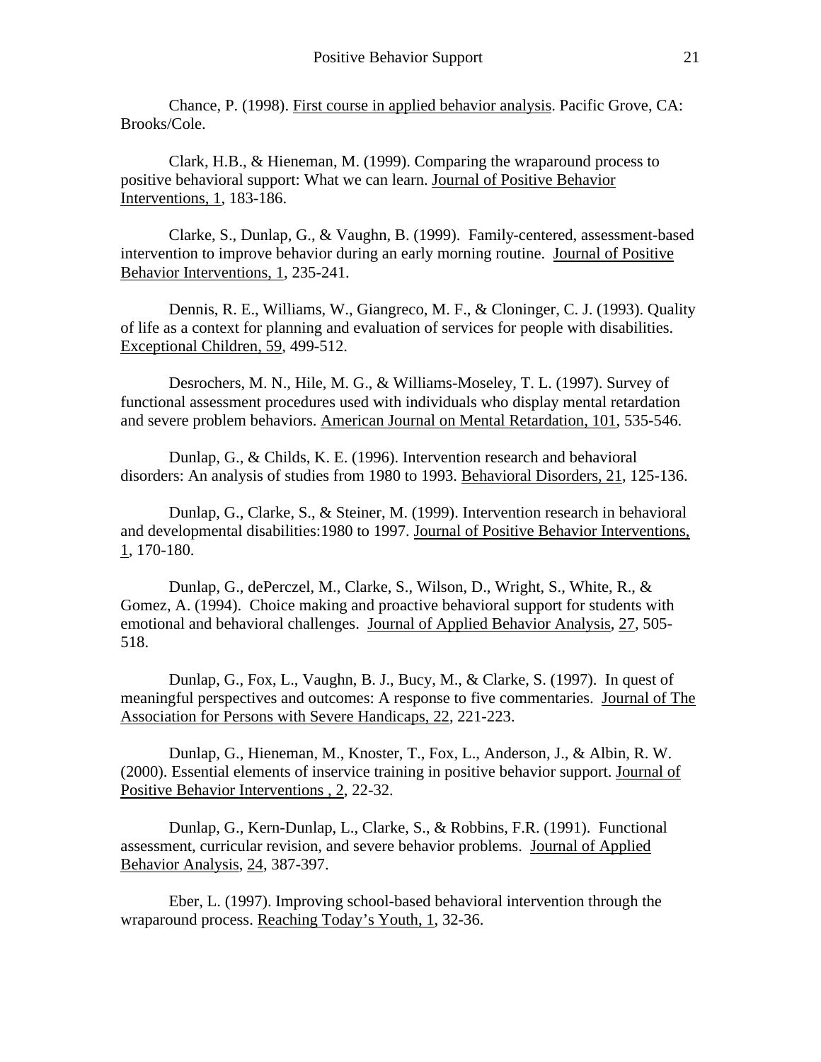Chance, P. (1998). First course in applied behavior analysis. Pacific Grove, CA: Brooks/Cole.

Clark, H.B., & Hieneman, M. (1999). Comparing the wraparound process to positive behavioral support: What we can learn. Journal of Positive Behavior Interventions, 1, 183-186.

Clarke, S., Dunlap, G., & Vaughn, B. (1999). Family-centered, assessment-based intervention to improve behavior during an early morning routine. Journal of Positive Behavior Interventions, 1, 235-241.

Dennis, R. E., Williams, W., Giangreco, M. F., & Cloninger, C. J. (1993). Quality of life as a context for planning and evaluation of services for people with disabilities. Exceptional Children, 59, 499-512.

Desrochers, M. N., Hile, M. G., & Williams-Moseley, T. L. (1997). Survey of functional assessment procedures used with individuals who display mental retardation and severe problem behaviors. American Journal on Mental Retardation, 101, 535-546.

Dunlap, G., & Childs, K. E. (1996). Intervention research and behavioral disorders: An analysis of studies from 1980 to 1993. Behavioral Disorders, 21, 125-136.

Dunlap, G., Clarke, S., & Steiner, M. (1999). Intervention research in behavioral and developmental disabilities:1980 to 1997. Journal of Positive Behavior Interventions, 1, 170-180.

Dunlap, G., dePerczel, M., Clarke, S., Wilson, D., Wright, S., White, R., & Gomez, A. (1994). Choice making and proactive behavioral support for students with emotional and behavioral challenges. Journal of Applied Behavior Analysis, 27, 505-518.

Dunlap, G., Fox, L., Vaughn, B. J., Bucy, M., & Clarke, S. (1997). In quest of meaningful perspectives and outcomes: A response to five commentaries. Journal of The Association for Persons with Severe Handicaps, 22, 221-223.

Dunlap, G., Hieneman, M., Knoster, T., Fox, L., Anderson, J., & Albin, R. W. (2000). Essential elements of inservice training in positive behavior support. Journal of Positive Behavior Interventions , 2, 22-32.

Dunlap, G., Kern-Dunlap, L., Clarke, S., & Robbins, F.R. (1991). Functional assessment, curricular revision, and severe behavior problems. Journal of Applied Behavior Analysis, 24, 387-397.

Eber, L. (1997). Improving school-based behavioral intervention through the wraparound process. Reaching Today's Youth, 1, 32-36.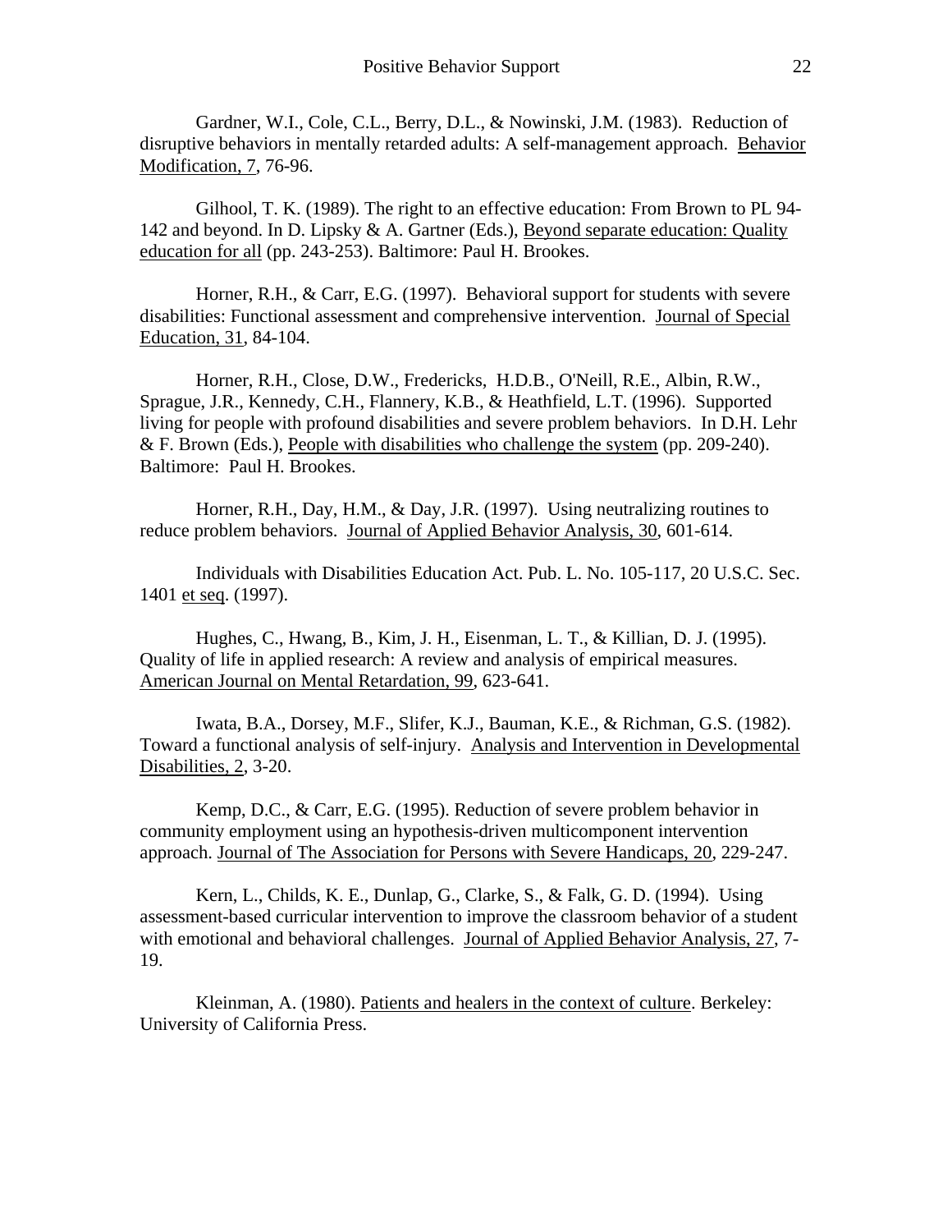Gardner, W.I., Cole, C.L., Berry, D.L., & Nowinski, J.M. (1983). Reduction of disruptive behaviors in mentally retarded adults: A self-management approach. Behavior Modification, 7, 76-96.

Gilhool, T. K. (1989). The right to an effective education: From Brown to PL 94-142 and beyond. In D. Lipsky & A. Gartner (Eds.), Beyond separate education: Quality education for all (pp. 243-253). Baltimore: Paul H. Brookes.

Horner, R.H., & Carr, E.G. (1997). Behavioral support for students with severe disabilities: Functional assessment and comprehensive intervention. Journal of Special Education, 31, 84-104.

Horner, R.H., Close, D.W., Fredericks, H.D.B., O'Neill, R.E., Albin, R.W., Sprague, J.R., Kennedy, C.H., Flannery, K.B., & Heathfield, L.T. (1996). Supported living for people with profound disabilities and severe problem behaviors. In D.H. Lehr & F. Brown (Eds.), People with disabilities who challenge the system (pp. 209-240). Baltimore: Paul H. Brookes.

Horner, R.H., Day, H.M., & Day, J.R. (1997). Using neutralizing routines to reduce problem behaviors. Journal of Applied Behavior Analysis, 30, 601-614.

Individuals with Disabilities Education Act. Pub. L. No. 105-117, 20 U.S.C. Sec. 1401 et seq. (1997).

Hughes, C., Hwang, B., Kim, J. H., Eisenman, L. T., & Killian, D. J. (1995). Quality of life in applied research: A review and analysis of empirical measures. American Journal on Mental Retardation, 99, 623-641.

Iwata, B.A., Dorsey, M.F., Slifer, K.J., Bauman, K.E., & Richman, G.S. (1982). Toward a functional analysis of self-injury. Analysis and Intervention in Developmental Disabilities, 2, 3-20.

Kemp, D.C., & Carr, E.G. (1995). Reduction of severe problem behavior in community employment using an hypothesis-driven multicomponent intervention approach. Journal of The Association for Persons with Severe Handicaps, 20, 229-247.

Kern, L., Childs, K. E., Dunlap, G., Clarke, S., & Falk, G. D. (1994). Using assessment-based curricular intervention to improve the classroom behavior of a student with emotional and behavioral challenges. Journal of Applied Behavior Analysis, 27, 7-19.

Kleinman, A. (1980). Patients and healers in the context of culture. Berkeley: University of California Press.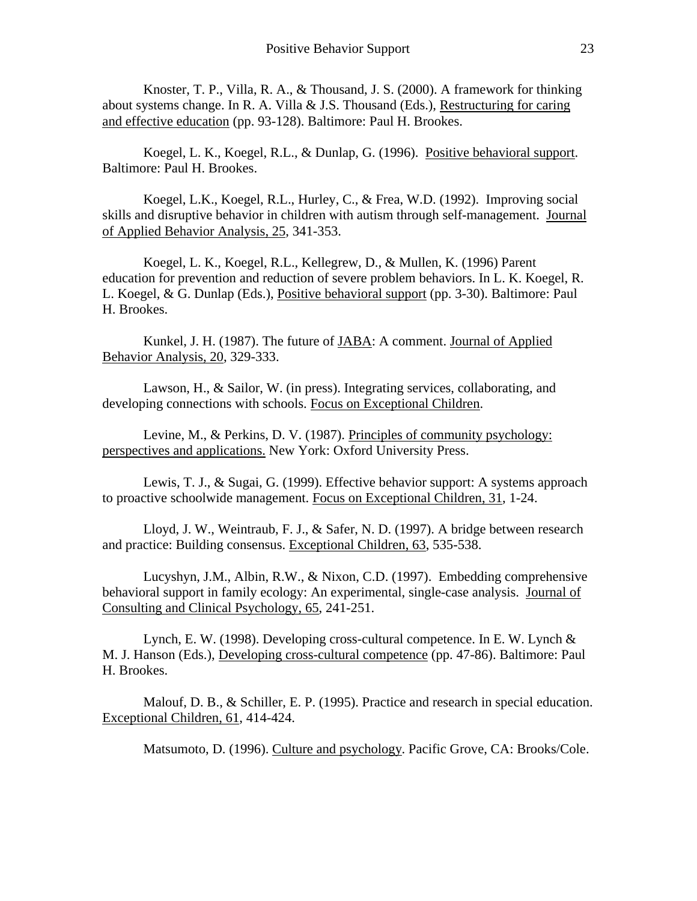Knoster, T. P., Villa, R. A., & Thousand, J. S. (2000). A framework for thinking about systems change. In R. A. Villa & J.S. Thousand (Eds.), Restructuring for caring and effective education (pp. 93-128). Baltimore: Paul H. Brookes.

Koegel, L. K., Koegel, R.L., & Dunlap, G. (1996). Positive behavioral support. Baltimore: Paul H. Brookes.

Koegel, L.K., Koegel, R.L., Hurley, C., & Frea, W.D. (1992). Improving social skills and disruptive behavior in children with autism through self-management. Journal of Applied Behavior Analysis, 25, 341-353.

Koegel, L. K., Koegel, R.L., Kellegrew, D., & Mullen, K. (1996) Parent education for prevention and reduction of severe problem behaviors. In L. K. Koegel, R. L. Koegel, & G. Dunlap (Eds.), Positive behavioral support (pp. 3-30). Baltimore: Paul H. Brookes.

Kunkel, J. H. (1987). The future of JABA: A comment. Journal of Applied Behavior Analysis, 20, 329-333.

Lawson, H., & Sailor, W. (in press). Integrating services, collaborating, and developing connections with schools. Focus on Exceptional Children.

Levine, M., & Perkins, D. V. (1987). Principles of community psychology: perspectives and applications. New York: Oxford University Press.

Lewis, T. J., & Sugai, G. (1999). Effective behavior support: A systems approach to proactive schoolwide management. Focus on Exceptional Children, 31, 1-24.

Lloyd, J. W., Weintraub, F. J., & Safer, N. D. (1997). A bridge between research and practice: Building consensus. Exceptional Children, 63, 535-538.

Lucyshyn, J.M., Albin, R.W., & Nixon, C.D. (1997). Embedding comprehensive behavioral support in family ecology: An experimental, single-case analysis. Journal of Consulting and Clinical Psychology, 65, 241-251.

Lynch, E. W. (1998). Developing cross-cultural competence. In E. W. Lynch & M. J. Hanson (Eds.), Developing cross-cultural competence (pp. 47-86). Baltimore: Paul H. Brookes.

Malouf, D. B., & Schiller, E. P. (1995). Practice and research in special education. Exceptional Children, 61, 414-424.

Matsumoto, D. (1996). Culture and psychology. Pacific Grove, CA: Brooks/Cole.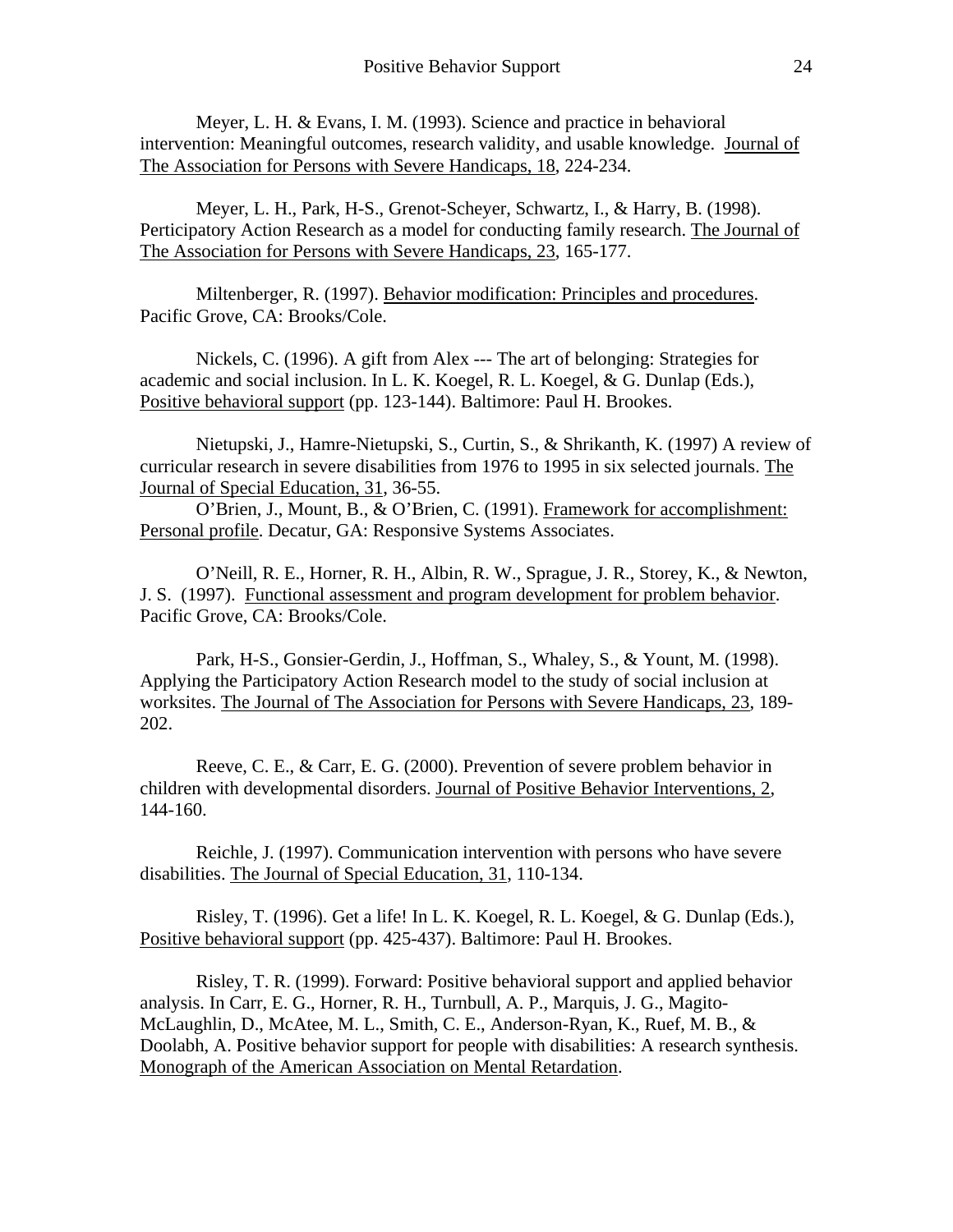Meyer, L. H. & Evans, I. M. (1993). Science and practice in behavioral intervention: Meaningful outcomes, research validity, and usable knowledge. Journal of The Association for Persons with Severe Handicaps, 18, 224-234.

Meyer, L. H., Park, H-S., Grenot-Scheyer, Schwartz, I., & Harry, B. (1998). Perticipatory Action Research as a model for conducting family research. The Journal of The Association for Persons with Severe Handicaps, 23, 165-177.

Miltenberger, R. (1997). Behavior modification: Principles and procedures. Pacific Grove, CA: Brooks/Cole.

Nickels, C. (1996). A gift from Alex --- The art of belonging: Strategies for academic and social inclusion. In L. K. Koegel, R. L. Koegel, & G. Dunlap (Eds.), Positive behavioral support (pp. 123-144). Baltimore: Paul H. Brookes.

Nietupski, J., Hamre-Nietupski, S., Curtin, S., & Shrikanth, K. (1997) A review of curricular research in severe disabilities from 1976 to 1995 in six selected journals. The Journal of Special Education, 31, 36-55.

O'Brien, J., Mount, B., & O'Brien, C. (1991). Framework for accomplishment: Personal profile. Decatur, GA: Responsive Systems Associates.

O'Neill, R. E., Horner, R. H., Albin, R. W., Sprague, J. R., Storey, K., & Newton, J. S. (1997). Functional assessment and program development for problem behavior. Pacific Grove, CA: Brooks/Cole.

Park, H-S., Gonsier-Gerdin, J., Hoffman, S., Whaley, S., & Yount, M. (1998). Applying the Participatory Action Research model to the study of social inclusion at worksites. The Journal of The Association for Persons with Severe Handicaps, 23, 189-202.

Reeve, C. E., & Carr, E. G. (2000). Prevention of severe problem behavior in children with developmental disorders. Journal of Positive Behavior Interventions, 2, 144-160.

Reichle, J. (1997). Communication intervention with persons who have severe disabilities. The Journal of Special Education, 31, 110-134.

Risley, T. (1996). Get a life! In L. K. Koegel, R. L. Koegel, & G. Dunlap (Eds.), Positive behavioral support (pp. 425-437). Baltimore: Paul H. Brookes.

Risley, T. R. (1999). Forward: Positive behavioral support and applied behavior analysis. In Carr, E. G., Horner, R. H., Turnbull, A. P., Marquis, J. G., Magito-McLaughlin, D., McAtee, M. L., Smith, C. E., Anderson-Ryan, K., Ruef, M. B., & Doolabh, A. Positive behavior support for people with disabilities: A research synthesis. Monograph of the American Association on Mental Retardation.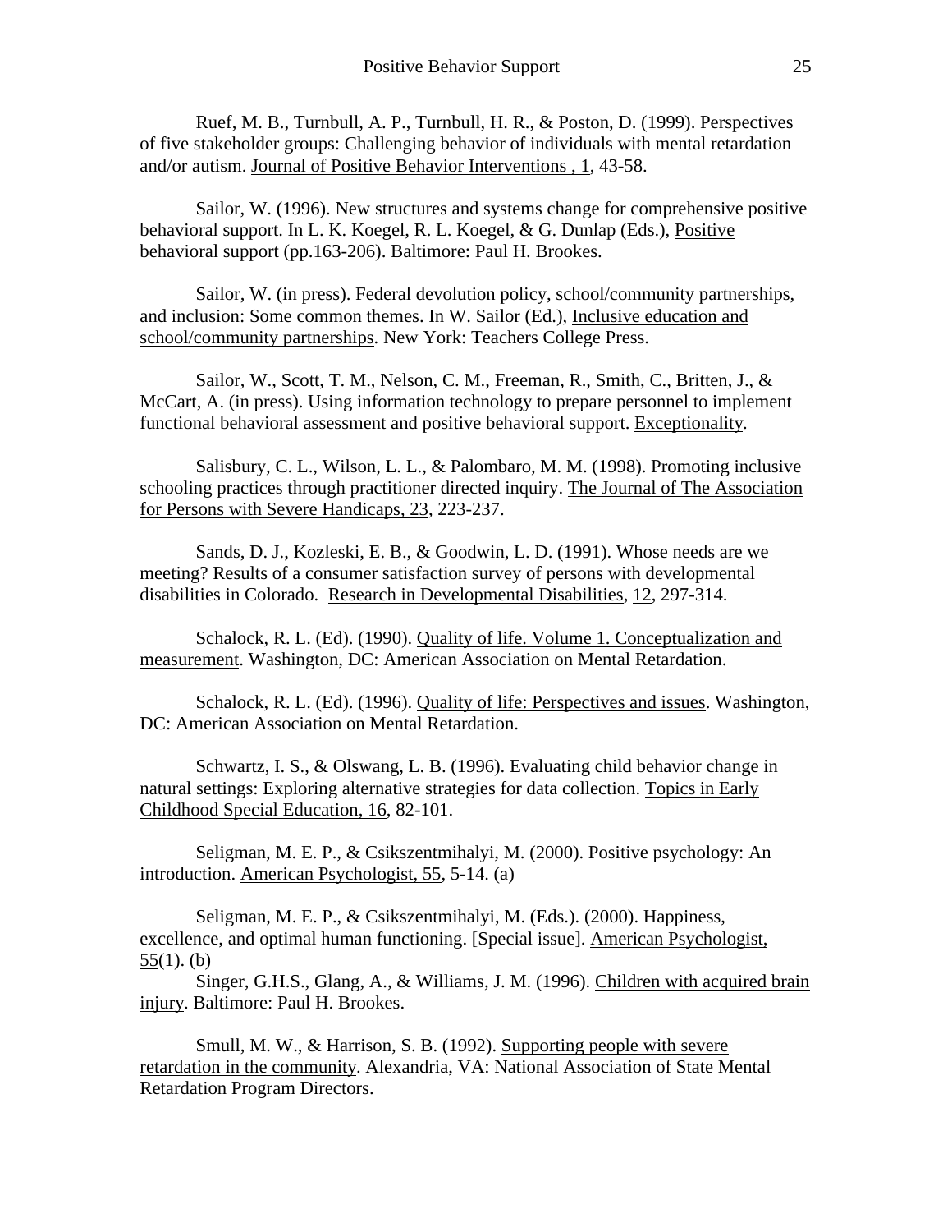Ruef, M. B., Turnbull, A. P., Turnbull, H. R., & Poston, D. (1999). Perspectives of five stakeholder groups: Challenging behavior of individuals with mental retardation and/or autism. Journal of Positive Behavior Interventions , 1, 43-58.

Sailor, W. (1996). New structures and systems change for comprehensive positive behavioral support. In L. K. Koegel, R. L. Koegel, & G. Dunlap (Eds.), Positive behavioral support (pp.163-206). Baltimore: Paul H. Brookes.

Sailor, W. (in press). Federal devolution policy, school/community partnerships, and inclusion: Some common themes. In W. Sailor (Ed.), Inclusive education and school/community partnerships. New York: Teachers College Press.

Sailor, W., Scott, T. M., Nelson, C. M., Freeman, R., Smith, C., Britten, J., & McCart, A. (in press). Using information technology to prepare personnel to implement functional behavioral assessment and positive behavioral support. Exceptionality.

Salisbury, C. L., Wilson, L. L., & Palombaro, M. M. (1998). Promoting inclusive schooling practices through practitioner directed inquiry. The Journal of The Association for Persons with Severe Handicaps, 23, 223-237.

Sands, D. J., Kozleski, E. B., & Goodwin, L. D. (1991). Whose needs are we meeting? Results of a consumer satisfaction survey of persons with developmental disabilities in Colorado. Research in Developmental Disabilities, 12, 297-314.

Schalock, R. L. (Ed). (1990). Quality of life. Volume 1. Conceptualization and measurement. Washington, DC: American Association on Mental Retardation.

Schalock, R. L. (Ed). (1996). Quality of life: Perspectives and issues. Washington, DC: American Association on Mental Retardation.

Schwartz, I. S., & Olswang, L. B. (1996). Evaluating child behavior change in natural settings: Exploring alternative strategies for data collection. Topics in Early Childhood Special Education, 16, 82-101.

Seligman, M. E. P., & Csikszentmihalyi, M. (2000). Positive psychology: An introduction. American Psychologist, 55, 5-14. (a)

Seligman, M. E. P., & Csikszentmihalyi, M. (Eds.). (2000). Happiness, excellence, and optimal human functioning. [Special issue]. American Psychologist, 55(1). (b)

Singer, G.H.S., Glang, A., & Williams, J. M. (1996). Children with acquired brain injury. Baltimore: Paul H. Brookes.

Smull, M. W., & Harrison, S. B. (1992). Supporting people with severe retardation in the community. Alexandria, VA: National Association of State Mental Retardation Program Directors.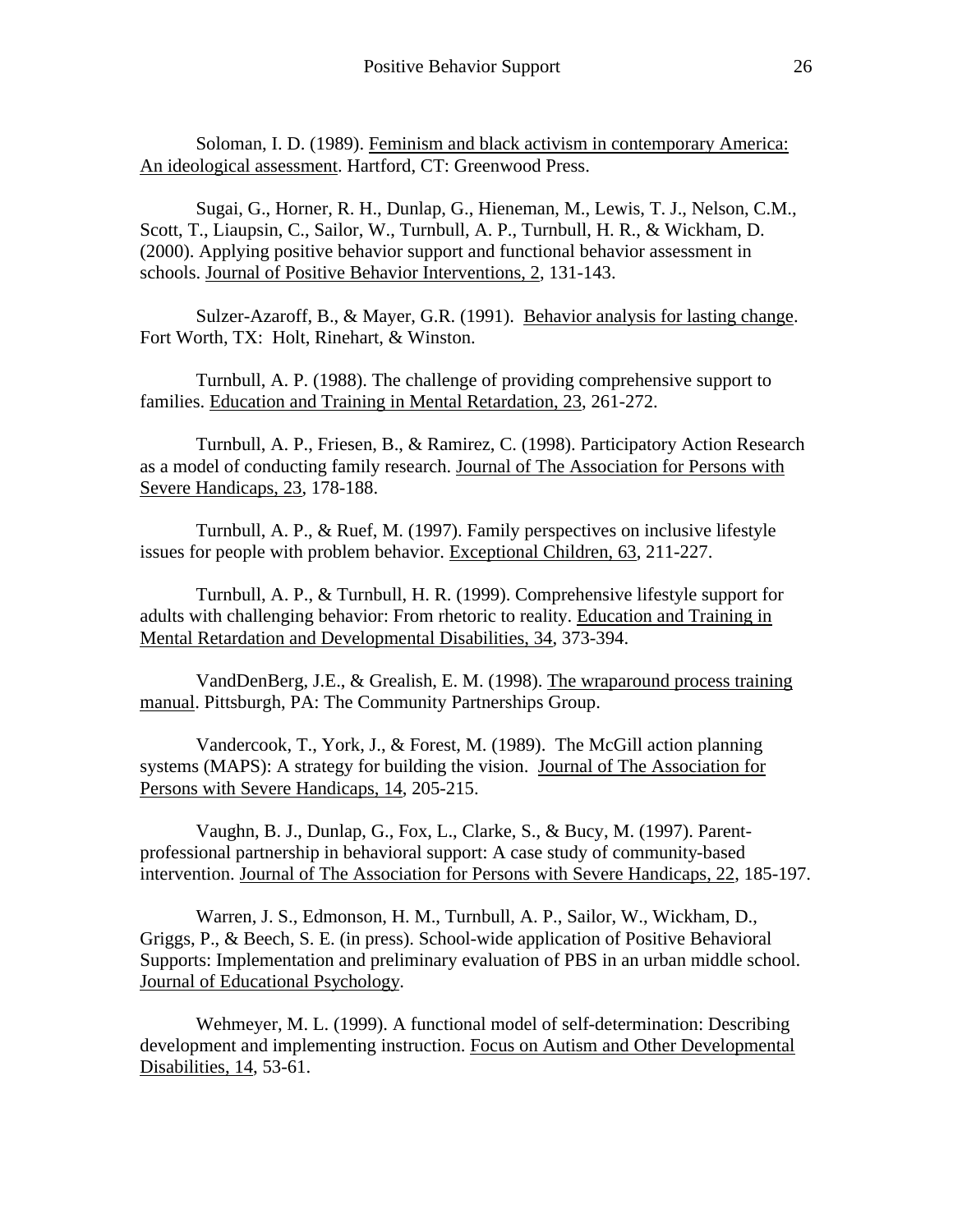Soloman, I. D. (1989). Feminism and black activism in contemporary America: An ideological assessment. Hartford, CT: Greenwood Press.

Sugai, G., Horner, R. H., Dunlap, G., Hieneman, M., Lewis, T. J., Nelson, C.M., Scott, T., Liaupsin, C., Sailor, W., Turnbull, A. P., Turnbull, H. R., & Wickham, D. (2000). Applying positive behavior support and functional behavior assessment in schools. Journal of Positive Behavior Interventions, 2, 131-143.

Sulzer-Azaroff, B., & Mayer, G.R. (1991). Behavior analysis for lasting change. Fort Worth, TX: Holt, Rinehart, & Winston.

Turnbull, A. P. (1988). The challenge of providing comprehensive support to families. Education and Training in Mental Retardation, 23, 261-272.

Turnbull, A. P., Friesen, B., & Ramirez, C. (1998). Participatory Action Research as a model of conducting family research. Journal of The Association for Persons with Severe Handicaps, 23, 178-188.

Turnbull, A. P., & Ruef, M. (1997). Family perspectives on inclusive lifestyle issues for people with problem behavior. Exceptional Children, 63, 211-227.

Turnbull, A. P., & Turnbull, H. R. (1999). Comprehensive lifestyle support for adults with challenging behavior: From rhetoric to reality. Education and Training in Mental Retardation and Developmental Disabilities, 34, 373-394.

VandDenBerg, J.E., & Grealish, E. M. (1998). The wraparound process training manual. Pittsburgh, PA: The Community Partnerships Group.

Vandercook, T., York, J., & Forest, M. (1989). The McGill action planning systems (MAPS): A strategy for building the vision. Journal of The Association for Persons with Severe Handicaps, 14, 205-215.

Vaughn, B. J., Dunlap, G., Fox, L., Clarke, S., & Bucy, M. (1997). Parent-professional partnership in behavioral support: A case study of community-based intervention. Journal of The Association for Persons with Severe Handicaps, 22, 185-197.

Warren, J. S., Edmonson, H. M., Turnbull, A. P., Sailor, W., Wickham, D., Griggs, P., & Beech, S. E. (in press). School-wide application of Positive Behavioral Supports: Implementation and preliminary evaluation of PBS in an urban middle school. Journal of Educational Psychology.

Wehmeyer, M. L. (1999). A functional model of self-determination: Describing development and implementing instruction. Focus on Autism and Other Developmental Disabilities, 14, 53-61.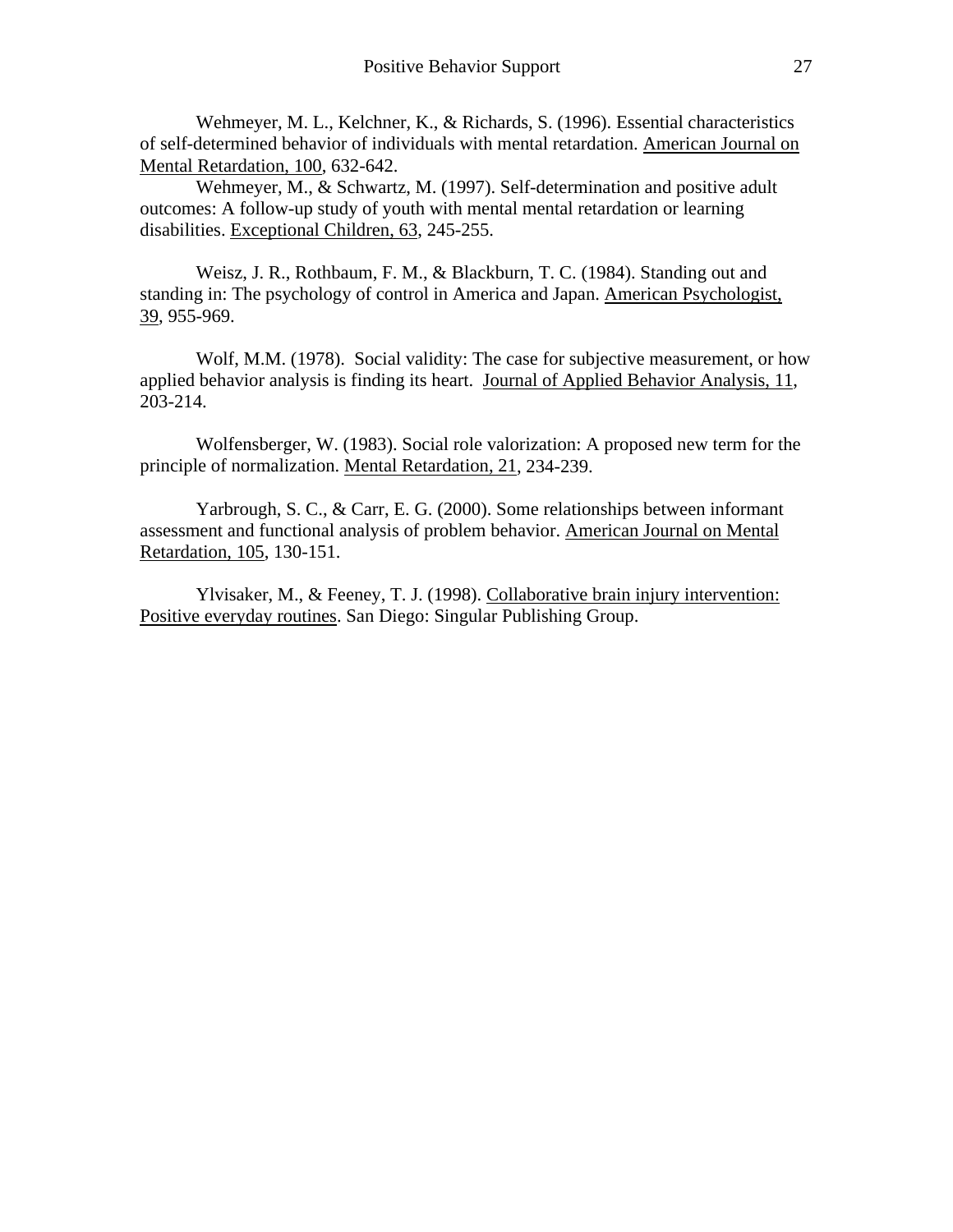Wehmeyer, M. L., Kelchner, K., & Richards, S. (1996). Essential characteristics of self-determined behavior of individuals with mental retardation. American Journal on Mental Retardation, 100, 632-642.

Wehmeyer, M., & Schwartz, M. (1997). Self-determination and positive adult outcomes: A follow-up study of youth with mental mental retardation or learning disabilities. Exceptional Children, 63, 245-255.

Weisz, J. R., Rothbaum, F. M., & Blackburn, T. C. (1984). Standing out and standing in: The psychology of control in America and Japan. American Psychologist, 39, 955-969.

Wolf, M.M. (1978). Social validity: The case for subjective measurement, or how applied behavior analysis is finding its heart. Journal of Applied Behavior Analysis, 11, 203-214.

Wolfensberger, W. (1983). Social role valorization: A proposed new term for the principle of normalization. Mental Retardation, 21, 234-239.

Yarbrough, S. C., & Carr, E. G. (2000). Some relationships between informant assessment and functional analysis of problem behavior. American Journal on Mental Retardation, 105, 130-151.

Ylvisaker, M., & Feeney, T. J. (1998). Collaborative brain injury intervention: Positive everyday routines. San Diego: Singular Publishing Group.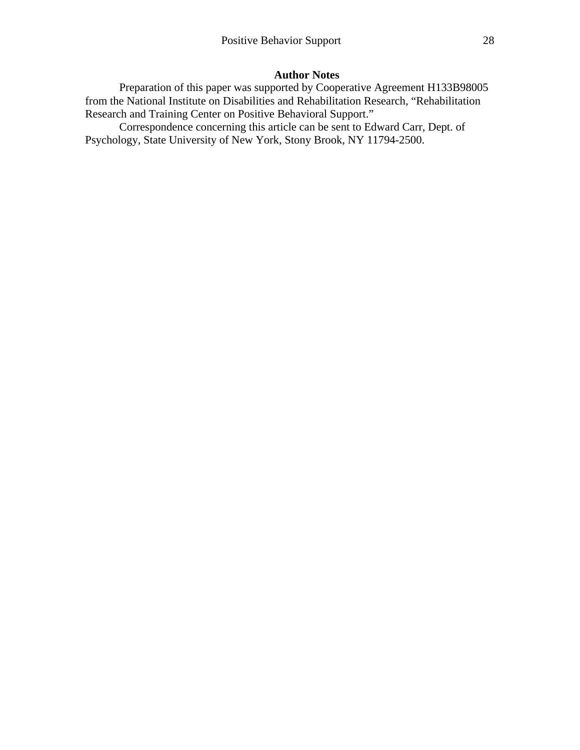## Author Notes

Preparation of this paper was supported by Cooperative Agreement H133B98005 from the National Institute on Disabilities and Rehabilitation Research, "Rehabilitation Research and Training Center on Positive Behavioral Support."

Correspondence concerning this article can be sent to Edward Carr, Dept. of Psychology, State University of New York, Stony Brook, NY 11794-2500.